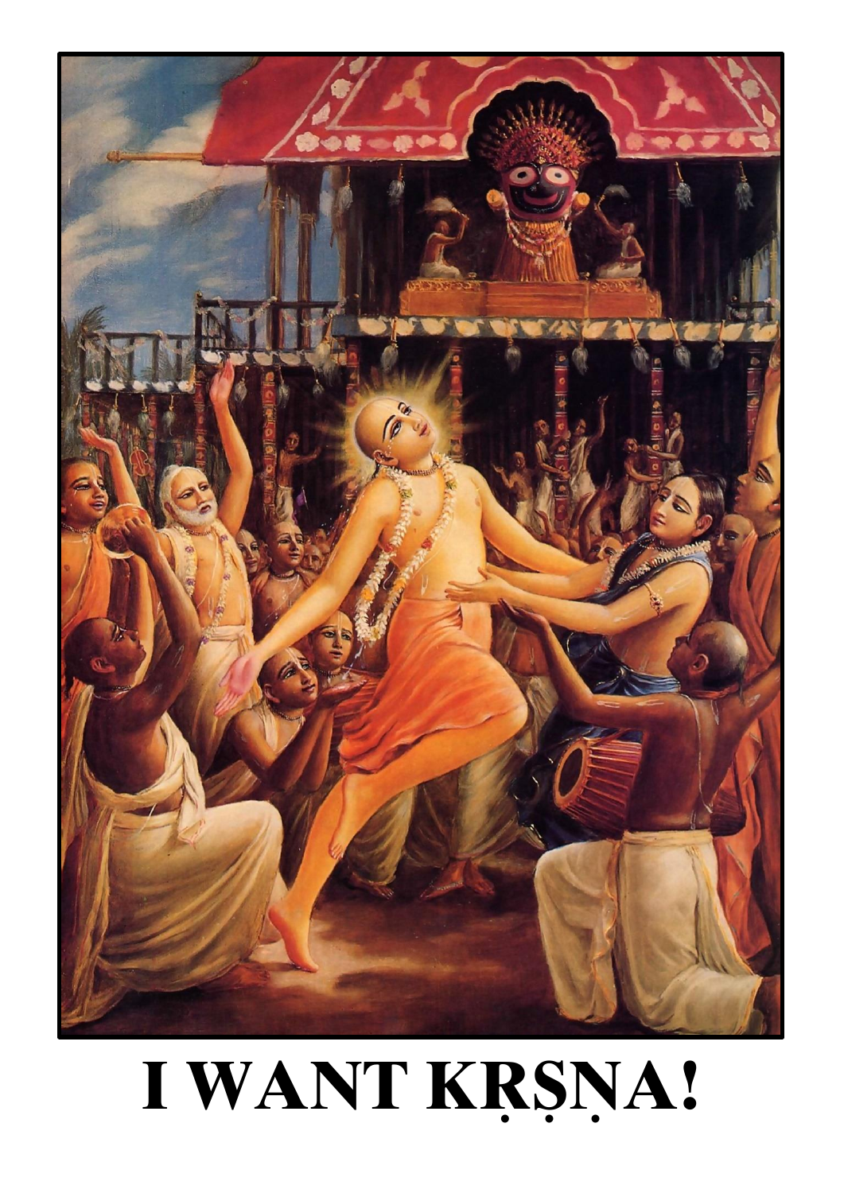# I WANT KṚṢṆA!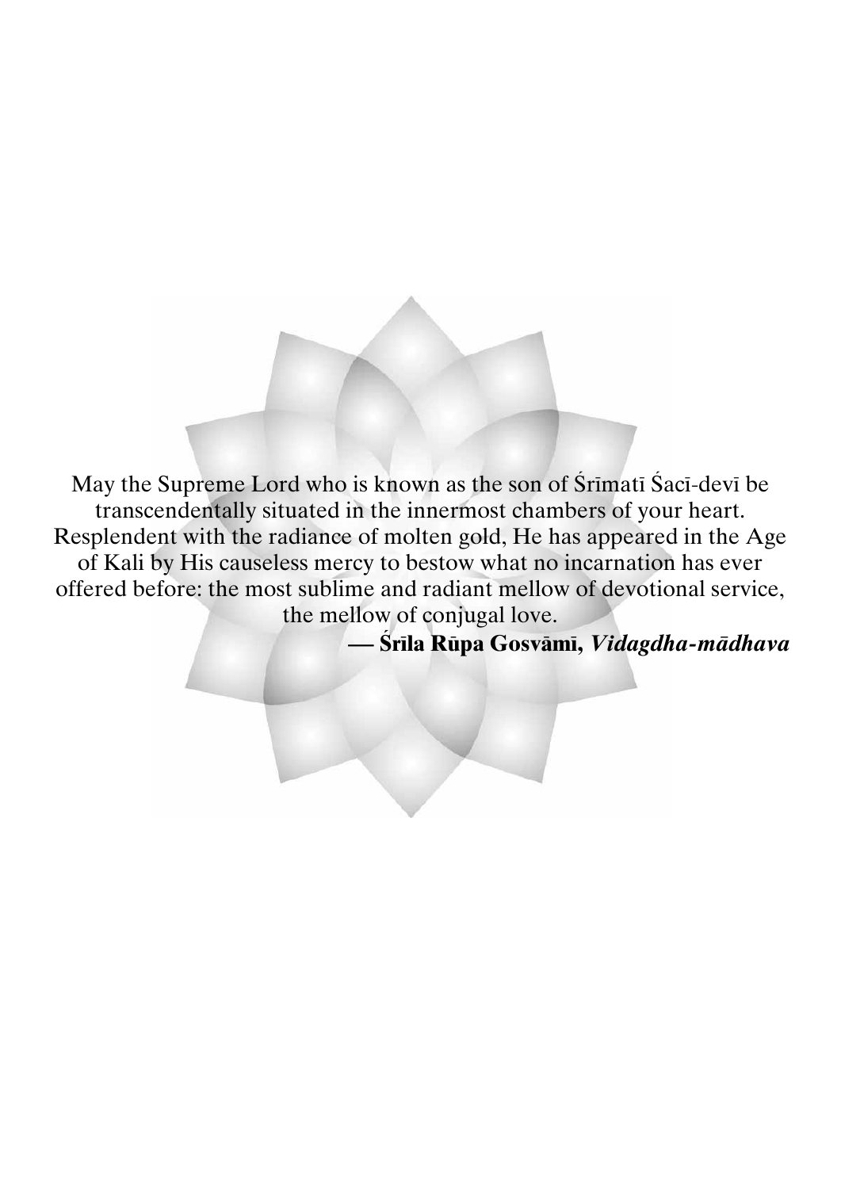May the Supreme Lord who is known as the son of Śrīmatī Śacī-devī be transcendentally situated in the innermost chambers of your heart. Resplendent with the radiance of molten gold, He has appeared in the Age of Kali by His causeless mercy to bestow what no incarnation has ever offered before: the most sublime and radiant mellow of devotional service, the mellow of conjugal love.

**— Śrīla Rūpa Gosvāmī, *Vidagdha-mādhava***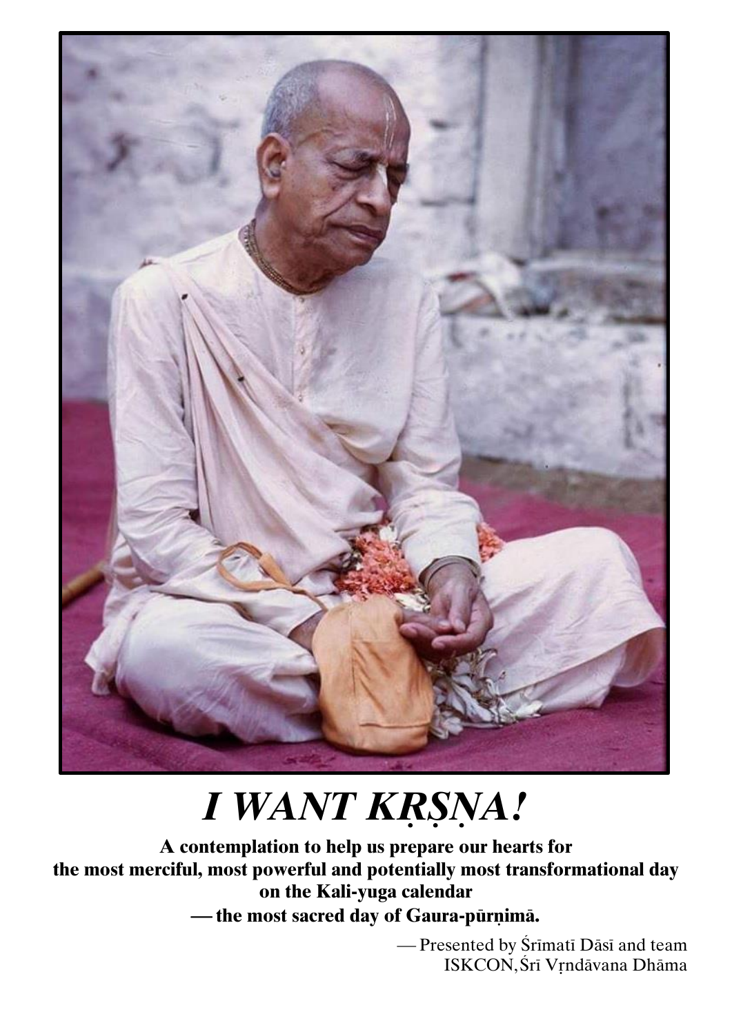# *I WANT KṚṢṆA!*

**A contemplation to help us prepare our hearts for the most merciful, most powerful and potentially most transformational day on the Kali-yuga calendar — the most sacred day of Gaura-pūrṇimā.**

— Presented by Śrīmatī Dāsī and team
ISKCON, Śrī Vṛndāvana Dhāma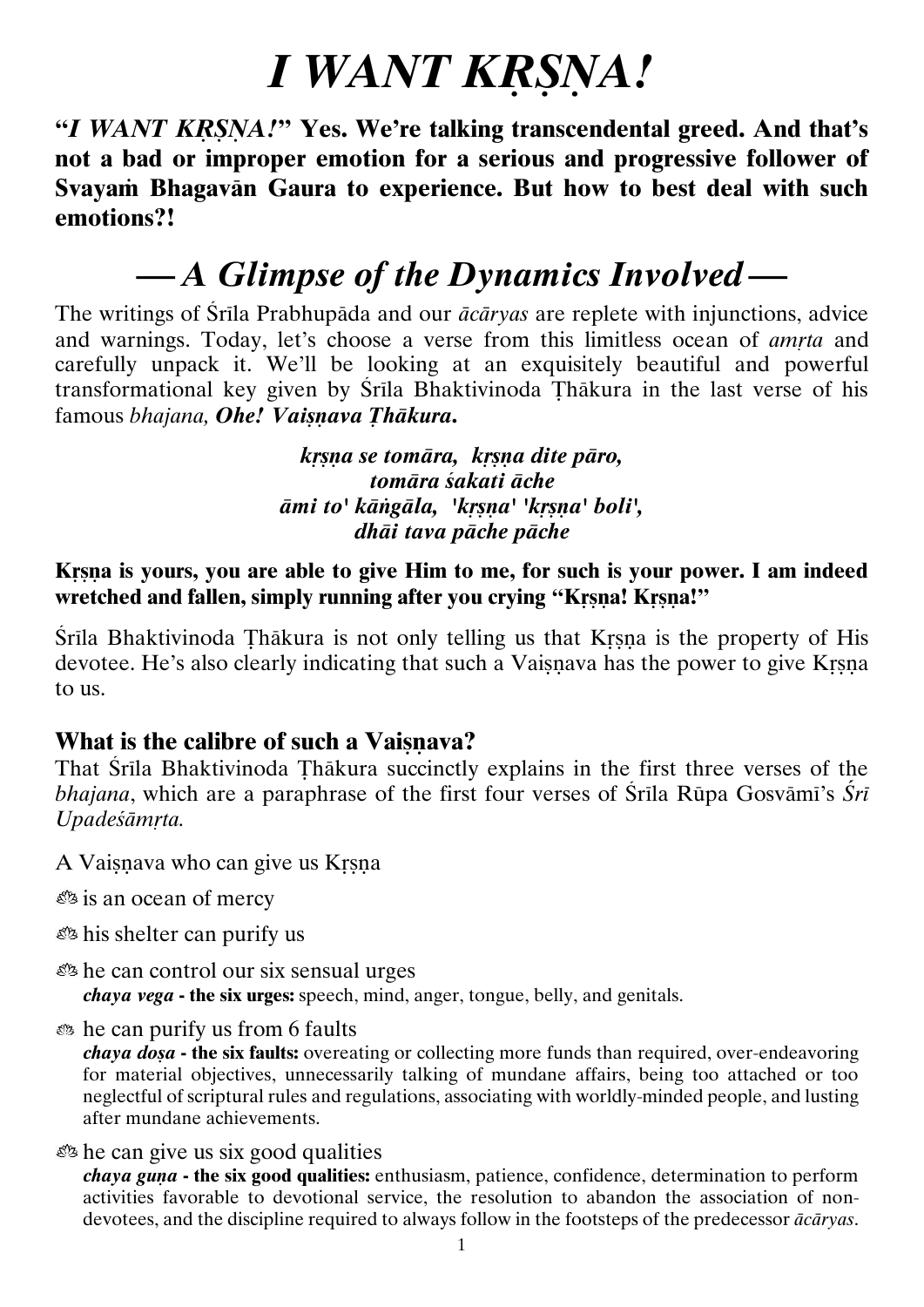# *I WANT KṚṢṆA!*

**"*I WANT KṚṢṆA!*" Yes. We're talking transcendental greed. And that's not a bad or improper emotion for a serious and progressive follower of Svayaṁ Bhagavān Gaura to experience. But how to best deal with such emotions?!**

## *— A Glimpse of the Dynamics Involved —*

The writings of Śrīla Prabhupāda and our *ācāryas* are replete with injunctions, advice and warnings. Today, let's choose a verse from this limitless ocean of *amṛta* and carefully unpack it. We'll be looking at an exquisitely beautiful and powerful transformational key given by Śrīla Bhaktivinoda Ṭhākura in the last verse of his famous *bhajana,* ***Ohe! Vaiṣṇava Ṭhākura***.

***kṛṣṇa se tomāra, kṛṣṇa dite pāro,***
***tomāra śakati āche***
***āmi to' kāṅgāla, 'kṛṣṇa' 'kṛṣṇa' boli',***
***dhāi tava pāche pāche***

**Kṛṣṇa is yours, you are able to give Him to me, for such is your power. I am indeed wretched and fallen, simply running after you crying "Kṛṣṇa! Kṛṣṇa!"**

Śrīla Bhaktivinoda Ṭhākura is not only telling us that Kṛṣṇa is the property of His devotee. He's also clearly indicating that such a Vaiṣṇava has the power to give Kṛṣṇa to us.

### What is the calibre of such a Vaiṣṇava?

That Śrīla Bhaktivinoda Ṭhākura succinctly explains in the first three verses of the *bhajana*, which are a paraphrase of the first four verses of Śrīla Rūpa Gosvāmī's *Śrī Upadeśāmṛta.*

A Vaiṣṇava who can give us Kṛṣṇa

- is an ocean of mercy
- his shelter can purify us
- he can control our six sensual urges
  ***chaya vega*** **- the six urges:** speech, mind, anger, tongue, belly, and genitals.
- he can purify us from 6 faults
  ***chaya doṣa*** **- the six faults:** overeating or collecting more funds than required, over-endeavoring for material objectives, unnecessarily talking of mundane affairs, being too attached or too neglectful of scriptural rules and regulations, associating with worldly-minded people, and lusting after mundane achievements.
- he can give us six good qualities
  ***chaya guṇa*** **- the six good qualities:** enthusiasm, patience, confidence, determination to perform activities favorable to devotional service, the resolution to abandon the association of non-devotees, and the discipline required to always follow in the footsteps of the predecessor *ācāryas*.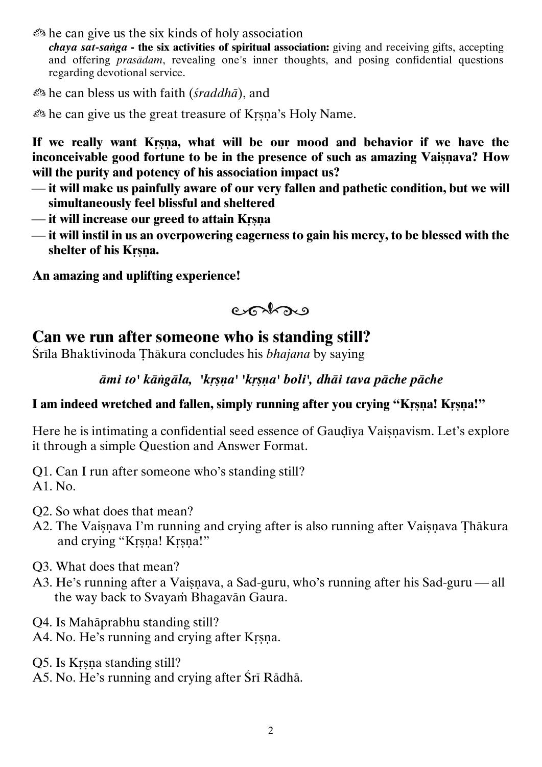- he can give us the six kinds of holy association
  ***chaya sat-saṅga* - the six activities of spiritual association:** giving and receiving gifts, accepting and offering *prasādam*, revealing one's inner thoughts, and posing confidential questions regarding devotional service.
- he can bless us with faith (*śraddhā*), and
- he can give us the great treasure of Kṛṣṇa's Holy Name.

**If we really want Kṛṣṇa, what will be our mood and behavior if we have the inconceivable good fortune to be in the presence of such as amazing Vaiṣṇava? How will the purity and potency of his association impact us?**

— **it will make us painfully aware of our very fallen and pathetic condition, but we will simultaneously feel blissful and sheltered**

— **it will increase our greed to attain Kṛṣṇa**

— **it will instil in us an overpowering eagerness to gain his mercy, to be blessed with the shelter of his Kṛṣṇa.**

**An amazing and uplifting experience!**

## Can we run after someone who is standing still?

Śrīla Bhaktivinoda Ṭhākura concludes his *bhajana* by saying

***āmi to' kāṅgāla, 'kṛṣṇa' 'kṛṣṇa' boli', dhāi tava pāche pāche***

**I am indeed wretched and fallen, simply running after you crying "Kṛṣṇa! Kṛṣṇa!"**

Here he is intimating a confidential seed essence of Gauḍīya Vaiṣṇavism. Let's explore it through a simple Question and Answer Format.

Q1. Can I run after someone who's standing still?
A1. No.

Q2. So what does that mean?
A2. The Vaiṣṇava I'm running and crying after is also running after Vaiṣṇava Ṭhākura and crying "Kṛṣṇa! Kṛṣṇa!"

Q3. What does that mean?
A3. He's running after a Vaiṣṇava, a Sad-guru, who's running after his Sad-guru — all the way back to Svayaṁ Bhagavān Gaura.

Q4. Is Mahāprabhu standing still?
A4. No. He's running and crying after Kṛṣṇa.

Q5. Is Kṛṣṇa standing still?
A5. No. He's running and crying after Śrī Rādhā.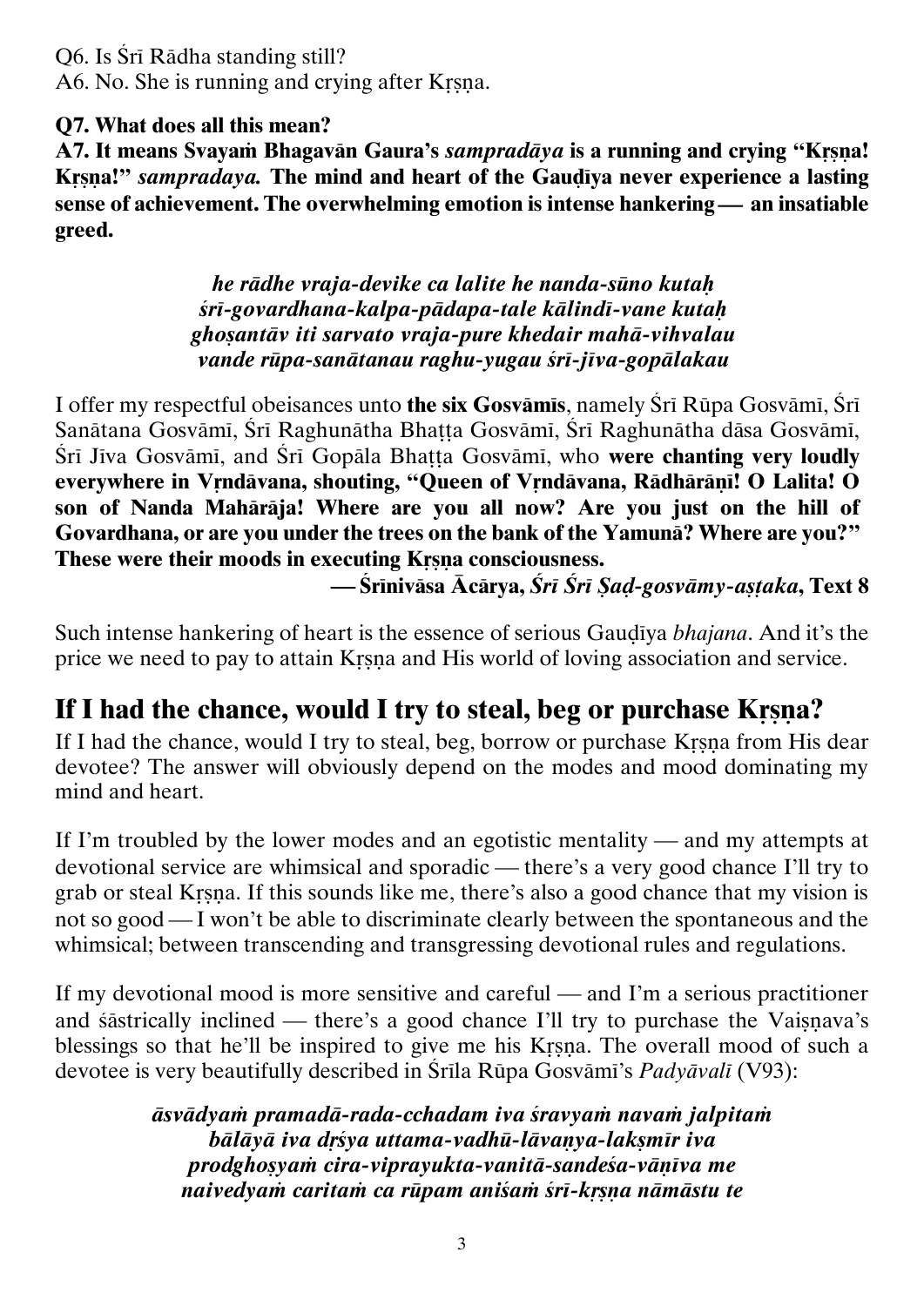Q6. Is Śrī Rādha standing still?
A6. No. She is running and crying after Kṛṣṇa.

**Q7. What does all this mean?**
**A7. It means Svayaṁ Bhagavān Gaura's *sampradāya* is a running and crying "Kṛṣṇa! Kṛṣṇa!" *sampradaya.* The mind and heart of the Gauḍīya never experience a lasting sense of achievement. The overwhelming emotion is intense hankering — an insatiable greed.**

> ***he rādhe vraja-devike ca lalite he nanda-sūno kutaḥ***
> ***śrī-govardhana-kalpa-pādapa-tale kālindī-vane kutaḥ***
> ***ghoṣantāv iti sarvato vraja-pure khedair mahā-vihvalau***
> ***vande rūpa-sanātanau raghu-yugau śrī-jīva-gopālakau***

I offer my respectful obeisances unto **the six Gosvāmīs**, namely Śrī Rūpa Gosvāmī, Śrī Sanātana Gosvāmī, Śrī Raghunātha Bhaṭṭa Gosvāmī, Śrī Raghunātha dāsa Gosvāmī, Śrī Jīva Gosvāmī, and Śrī Gopāla Bhaṭṭa Gosvāmī, who **were chanting very loudly everywhere in Vṛndāvana, shouting, "Queen of Vṛndāvana, Rādhārāṇī! O Lalita! O son of Nanda Mahārāja! Where are you all now? Are you just on the hill of Govardhana, or are you under the trees on the bank of the Yamunā? Where are you?" These were their moods in executing Kṛṣṇa consciousness.**

**— Śrīnivāsa Ācārya, *Śrī Śrī Ṣaḍ-gosvāmy-aṣṭaka*, Text 8**

Such intense hankering of heart is the essence of serious Gauḍīya *bhajana*. And it's the price we need to pay to attain Kṛṣṇa and His world of loving association and service.

## If I had the chance, would I try to steal, beg or purchase Kṛṣṇa?

If I had the chance, would I try to steal, beg, borrow or purchase Kṛṣṇa from His dear devotee? The answer will obviously depend on the modes and mood dominating my mind and heart.

If I'm troubled by the lower modes and an egotistic mentality — and my attempts at devotional service are whimsical and sporadic — there's a very good chance I'll try to grab or steal Kṛṣṇa. If this sounds like me, there's also a good chance that my vision is not so good — I won't be able to discriminate clearly between the spontaneous and the whimsical; between transcending and transgressing devotional rules and regulations.

If my devotional mood is more sensitive and careful — and I'm a serious practitioner and śāstrically inclined — there's a good chance I'll try to purchase the Vaiṣṇava's blessings so that he'll be inspired to give me his Kṛṣṇa. The overall mood of such a devotee is very beautifully described in Śrīla Rūpa Gosvāmī's *Padyāvalī* (V93):

> ***āsvādyaṁ pramadā-rada-cchadam iva śravyaṁ navaṁ jalpitaṁ***
> ***bālāyā iva dṛśya uttama-vadhū-lāvaṇya-lakṣmīr iva***
> ***prodghoṣyaṁ cira-viprayukta-vanitā-sandeśa-vāṇīva me***
> ***naivedyaṁ caritaṁ ca rūpam aniśaṁ śrī-kṛṣṇa nāmāstu te***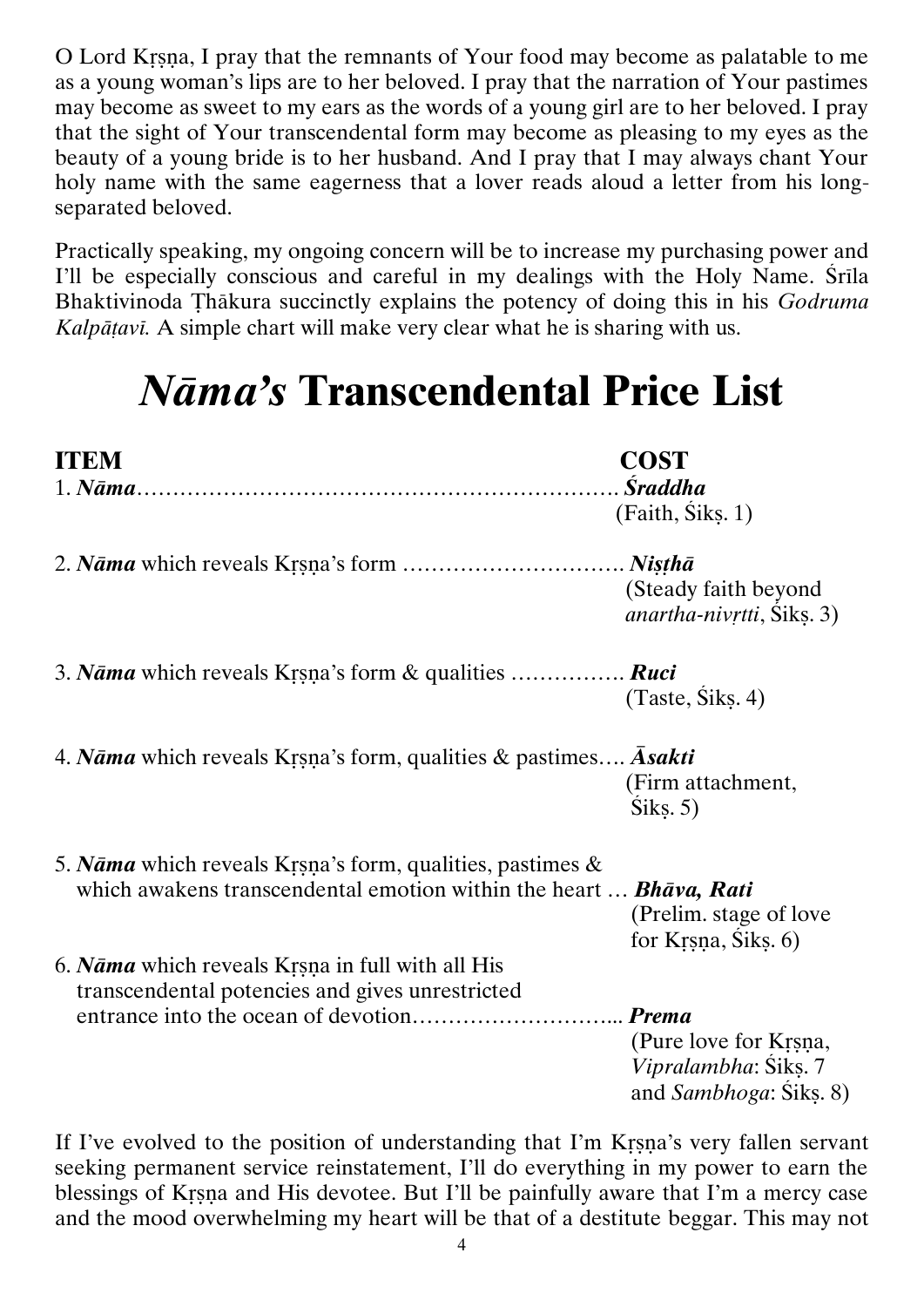O Lord Kṛṣṇa, I pray that the remnants of Your food may become as palatable to me as a young woman's lips are to her beloved. I pray that the narration of Your pastimes may become as sweet to my ears as the words of a young girl are to her beloved. I pray that the sight of Your transcendental form may become as pleasing to my eyes as the beauty of a young bride is to her husband. And I pray that I may always chant Your holy name with the same eagerness that a lover reads aloud a letter from his long-separated beloved.

Practically speaking, my ongoing concern will be to increase my purchasing power and I'll be especially conscious and careful in my dealings with the Holy Name. Śrīla Bhaktivinoda Ṭhākura succinctly explains the potency of doing this in his *Godruma Kalpāṭavī.* A simple chart will make very clear what he is sharing with us.

# *Nāma's* Transcendental Price List

| ITEM | COST |
|---|---|
| 1. ***Nāma*** | ***Śraddha*** (Faith, Śikṣ. 1) |
| 2. ***Nāma*** which reveals Kṛṣṇa's form | ***Niṣṭhā*** (Steady faith beyond *anartha-nivṛtti*, Śikṣ. 3) |
| 3. ***Nāma*** which reveals Kṛṣṇa's form & qualities | ***Ruci*** (Taste, Śikṣ. 4) |
| 4. ***Nāma*** which reveals Kṛṣṇa's form, qualities & pastimes | ***Āsakti*** (Firm attachment, Śikṣ. 5) |
| 5. ***Nāma*** which reveals Kṛṣṇa's form, qualities, pastimes & which awakens transcendental emotion within the heart | ***Bhāva, Rati*** (Prelim. stage of love for Kṛṣṇa, Śikṣ. 6) |
| 6. ***Nāma*** which reveals Kṛṣṇa in full with all His transcendental potencies and gives unrestricted entrance into the ocean of devotion | ***Prema*** (Pure love for Kṛṣṇa, *Vipralambha*: Śikṣ. 7 and *Sambhoga*: Śikṣ. 8) |

If I've evolved to the position of understanding that I'm Kṛṣṇa's very fallen servant seeking permanent service reinstatement, I'll do everything in my power to earn the blessings of Kṛṣṇa and His devotee. But I'll be painfully aware that I'm a mercy case and the mood overwhelming my heart will be that of a destitute beggar. This may not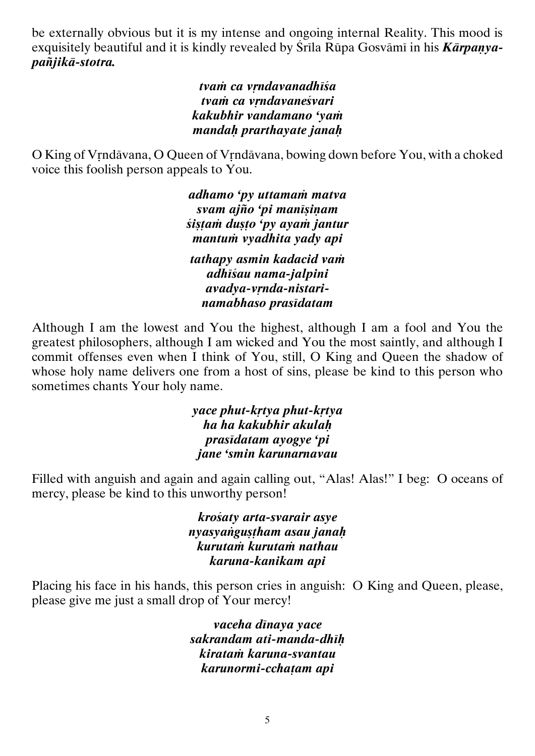be externally obvious but it is my intense and ongoing internal Reality. This mood is exquisitely beautiful and it is kindly revealed by Śrīla Rūpa Gosvāmī in his ***Kārpaṇya-pañjikā-stotra.***

> ***tvaṁ ca vṛndavanadhīśa***
> ***tvaṁ ca vṛndavaneśvari***
> ***kakubhir vandamano 'yaṁ***
> ***mandaḥ prarthayate janaḥ***

O King of Vṛndāvana, O Queen of Vṛndāvana, bowing down before You, with a choked voice this foolish person appeals to You.

> ***adhamo 'py uttamaṁ matva***
> ***svam ajño 'pi manīṣiṇam***
> ***śiṣṭaṁ duṣṭo 'py ayaṁ jantur***
> ***mantuṁ vyadhita yady api***
>
> ***tathapy asmin kadacid vaṁ***
> ***adhīśau nama-jalpini***
> ***avadya-vṛnda-nistari-***
> ***namabhaso prasīdatam***

Although I am the lowest and You the highest, although I am a fool and You the greatest philosophers, although I am wicked and You the most saintly, and although I commit offenses even when I think of You, still, O King and Queen the shadow of whose holy name delivers one from a host of sins, please be kind to this person who sometimes chants Your holy name.

> ***yace phut-kṛtya phut-kṛtya***
> ***ha ha kakubhir akulaḥ***
> ***prasīdatam ayogye 'pi***
> ***jane 'smin karunarnavau***

Filled with anguish and again and again calling out, "Alas! Alas!" I beg: O oceans of mercy, please be kind to this unworthy person!

> ***krośaty arta-svarair asye***
> ***nyasyaṅguṣṭham asau janaḥ***
> ***kurutaṁ kurutaṁ nathau***
> ***karuna-kanikam api***

Placing his face in his hands, this person cries in anguish: O King and Queen, please, please give me just a small drop of Your mercy!

> ***vaceha dīnaya yace***
> ***sakrandam ati-manda-dhīḥ***
> ***kirataṁ karuna-svantau***
> ***karunormi-cchaṭam api***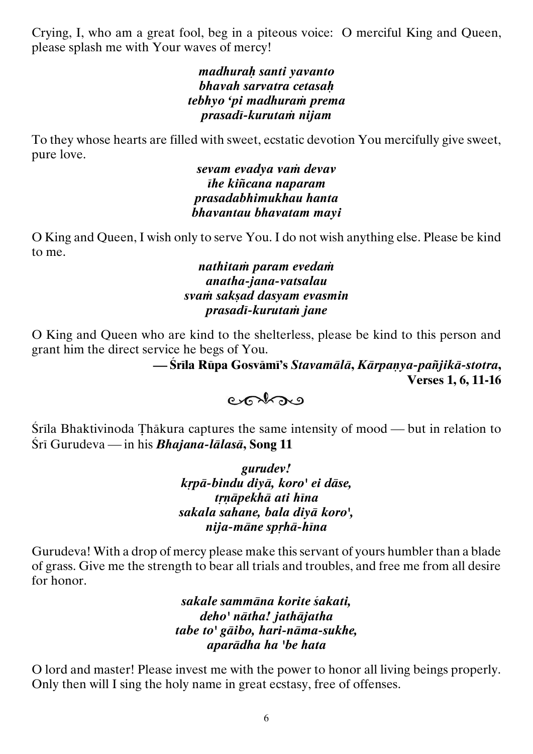Crying, I, who am a great fool, beg in a piteous voice: O merciful King and Queen, please splash me with Your waves of mercy!

*madhuraḥ santi yavanto*
*bhavah sarvatra cetasaḥ*
*tebhyo 'pi madhuraṁ prema*
*prasadī-kurutaṁ nijam*

To they whose hearts are filled with sweet, ecstatic devotion You mercifully give sweet, pure love.

*sevam evadya vaṁ devav*
*īhe kiñcana naparam*
*prasadabhimukhau hanta*
*bhavantau bhavatam mayi*

O King and Queen, I wish only to serve You. I do not wish anything else. Please be kind to me.

*nathitaṁ param evedaṁ*
*anatha-jana-vatsalau*
*svaṁ sakṣad dasyam evasmin*
*prasadī-kurutaṁ jane*

O King and Queen who are kind to the shelterless, please be kind to this person and grant him the direct service he begs of You.

**— Śrīla Rūpa Gosvāmī's *Stavamālā*, *Kārpaṇya-pañjikā-stotra*, Verses 1, 6, 11-16**

Śrīla Bhaktivinoda Ṭhākura captures the same intensity of mood — but in relation to Śrī Gurudeva — in his ***Bhajana-lālasā*, Song 11**

*gurudev!*
*kṛpā-bindu diyā, koro' ei dāse,*
*tṛṇāpekhā ati hīna*
*sakala sahane, bala diyā koro',*
*nija-māne spṛhā-hīna*

Gurudeva! With a drop of mercy please make this servant of yours humbler than a blade of grass. Give me the strength to bear all trials and troubles, and free me from all desire for honor.

*sakale sammāna korite śakati,*
*deho' nātha! jathājatha*
*tabe to' gāibo, hari-nāma-sukhe,*
*aparādha ha 'be hata*

O lord and master! Please invest me with the power to honor all living beings properly. Only then will I sing the holy name in great ecstasy, free of offenses.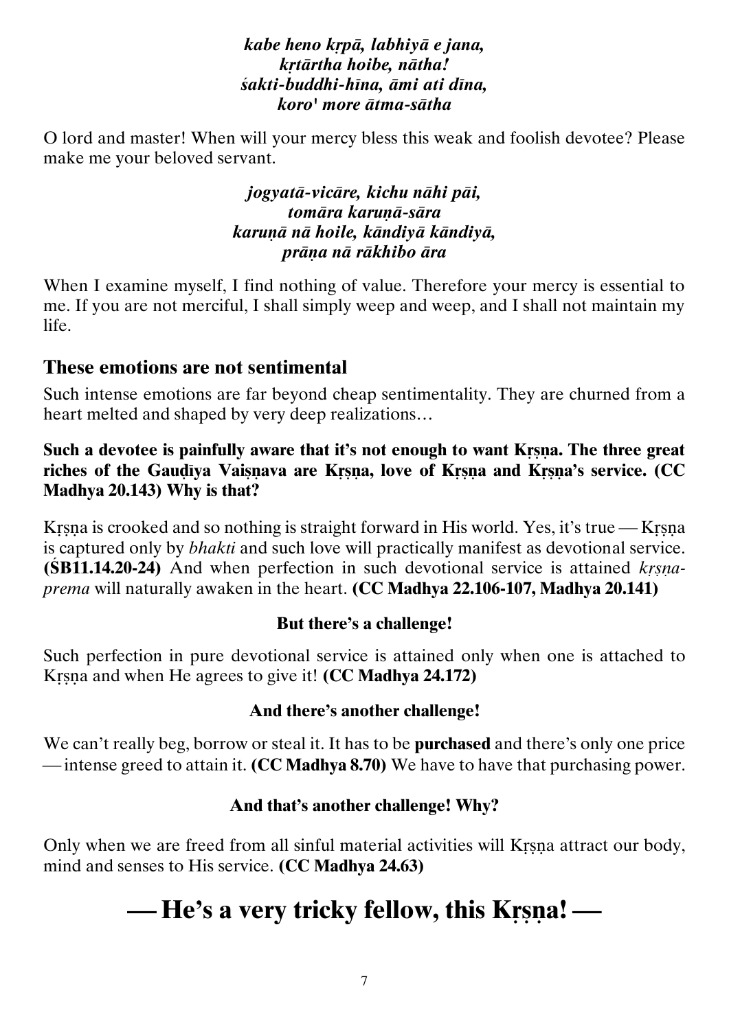*kabe heno kṛpā, labhiyā e jana,*
*kṛtārtha hoibe, nātha!*
*śakti-buddhi-hīna, āmi ati dīna,*
*koro' more ātma-sātha*

O lord and master! When will your mercy bless this weak and foolish devotee? Please make me your beloved servant.

*jogyatā-vicāre, kichu nāhi pāi,*
*tomāra karuṇā-sāra*
*karuṇā nā hoile, kāndiyā kāndiyā,*
*prāṇa nā rākhibo āra*

When I examine myself, I find nothing of value. Therefore your mercy is essential to me. If you are not merciful, I shall simply weep and weep, and I shall not maintain my life.

## These emotions are not sentimental

Such intense emotions are far beyond cheap sentimentality. They are churned from a heart melted and shaped by very deep realizations…

**Such a devotee is painfully aware that it's not enough to want Kṛṣṇa. The three great riches of the Gauḍiya Vaiṣṇava are Kṛṣṇa, love of Kṛṣṇa and Kṛṣṇa's service. (CC Madhya 20.143) Why is that?**

Kṛṣṇa is crooked and so nothing is straight forward in His world. Yes, it's true — Kṛṣṇa is captured only by *bhakti* and such love will practically manifest as devotional service. **(ŚB11.14.20-24)** And when perfection in such devotional service is attained *kṛṣṇa-prema* will naturally awaken in the heart. **(CC Madhya 22.106-107, Madhya 20.141)**

**But there's a challenge!**

Such perfection in pure devotional service is attained only when one is attached to Kṛṣṇa and when He agrees to give it! **(CC Madhya 24.172)**

**And there's another challenge!**

We can't really beg, borrow or steal it. It has to be **purchased** and there's only one price — intense greed to attain it. **(CC Madhya 8.70)** We have to have that purchasing power.

**And that's another challenge! Why?**

Only when we are freed from all sinful material activities will Kṛṣṇa attract our body, mind and senses to His service. **(CC Madhya 24.63)**

# — He's a very tricky fellow, this Kṛṣṇa! —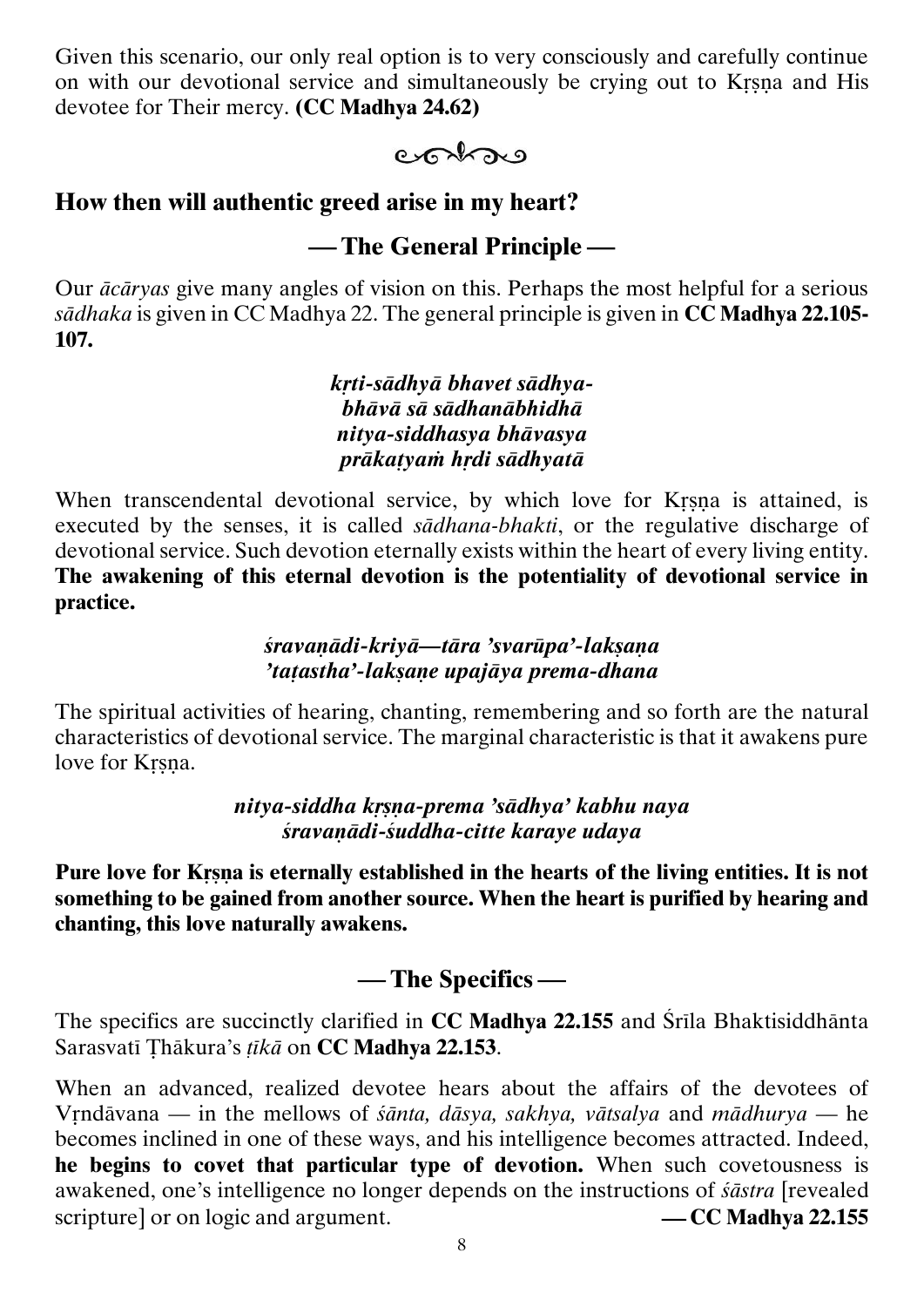Given this scenario, our only real option is to very consciously and carefully continue on with our devotional service and simultaneously be crying out to Kṛṣṇa and His devotee for Their mercy. **(CC Madhya 24.62)**

## How then will authentic greed arise in my heart?

### — The General Principle —

Our *ācāryas* give many angles of vision on this. Perhaps the most helpful for a serious *sādhaka* is given in CC Madhya 22. The general principle is given in **CC Madhya 22.105-107.**

***kṛti-sādhyā bhavet sādhya-***
***bhāvā sā sādhanābhidhā***
***nitya-siddhasya bhāvasya***
***prākaṭyaṁ hṛdi sādhyatā***

When transcendental devotional service, by which love for Kṛṣṇa is attained, is executed by the senses, it is called *sādhana-bhakti*, or the regulative discharge of devotional service. Such devotion eternally exists within the heart of every living entity. **The awakening of this eternal devotion is the potentiality of devotional service in practice.**

***śravaṇādi-kriyā—tāra 'svarūpa'-lakṣaṇa***
***'taṭastha'-lakṣaṇe upajāya prema-dhana***

The spiritual activities of hearing, chanting, remembering and so forth are the natural characteristics of devotional service. The marginal characteristic is that it awakens pure love for Kṛṣṇa.

***nitya-siddha kṛṣṇa-prema 'sādhya' kabhu naya***
***śravaṇādi-śuddha-citte karaye udaya***

**Pure love for Kṛṣṇa is eternally established in the hearts of the living entities. It is not something to be gained from another source. When the heart is purified by hearing and chanting, this love naturally awakens.**

### — The Specifics —

The specifics are succinctly clarified in **CC Madhya 22.155** and Śrīla Bhaktisiddhānta Sarasvatī Ṭhākura's *ṭīkā* on **CC Madhya 22.153**.

When an advanced, realized devotee hears about the affairs of the devotees of Vṛndāvana — in the mellows of *śānta, dāsya, sakhya, vātsalya* and *mādhurya* — he becomes inclined in one of these ways, and his intelligence becomes attracted. Indeed, **he begins to covet that particular type of devotion.** When such covetousness is awakened, one's intelligence no longer depends on the instructions of *śāstra* [revealed scripture] or on logic and argument. **— CC Madhya 22.155**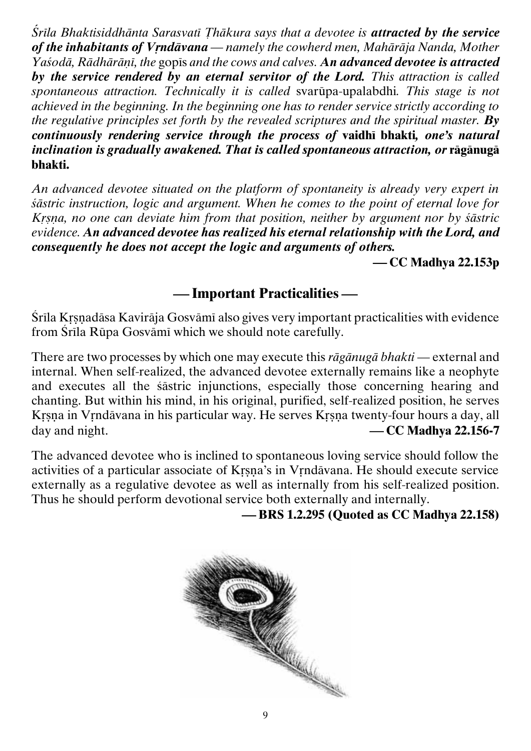*Śrīla Bhaktisiddhānta Sarasvatī Ṭhākura says that a devotee is* ***attracted by the service of the inhabitants of Vṛndāvana*** *— namely the cowherd men, Mahārāja Nanda, Mother Yaśodā, Rādhārāṇī, the* gopīs *and the cows and calves.* ***An advanced devotee is attracted by the service rendered by an eternal servitor of the Lord.*** *This attraction is called spontaneous attraction. Technically it is called* svarūpa-upalabdhi*. This stage is not achieved in the beginning. In the beginning one has to render service strictly according to the regulative principles set forth by the revealed scriptures and the spiritual master.* ***By continuously rendering service through the process of* vaidhī bhakti*, one's natural inclination is gradually awakened. That is called spontaneous attraction, or* rāgānugā bhakti.**

*An advanced devotee situated on the platform of spontaneity is already very expert in śāstric instruction, logic and argument. When he comes to the point of eternal love for Kṛṣṇa, no one can deviate him from that position, neither by argument nor by śāstric evidence.* ***An advanced devotee has realized his eternal relationship with the Lord, and consequently he does not accept the logic and arguments of others.***

**— CC Madhya 22.153p**

## — Important Practicalities —

Śrīla Kṛṣṇadāsa Kavirāja Gosvāmī also gives very important practicalities with evidence from Śrīla Rūpa Gosvāmī which we should note carefully.

There are two processes by which one may execute this *rāgānugā bhakti* — external and internal. When self-realized, the advanced devotee externally remains like a neophyte and executes all the śāstric injunctions, especially those concerning hearing and chanting. But within his mind, in his original, purified, self-realized position, he serves Kṛṣṇa in Vṛndāvana in his particular way. He serves Kṛṣṇa twenty-four hours a day, all day and night. **— CC Madhya 22.156-7**

The advanced devotee who is inclined to spontaneous loving service should follow the activities of a particular associate of Kṛṣṇa's in Vṛndāvana. He should execute service externally as a regulative devotee as well as internally from his self-realized position. Thus he should perform devotional service both externally and internally.

**— BRS 1.2.295 (Quoted as CC Madhya 22.158)**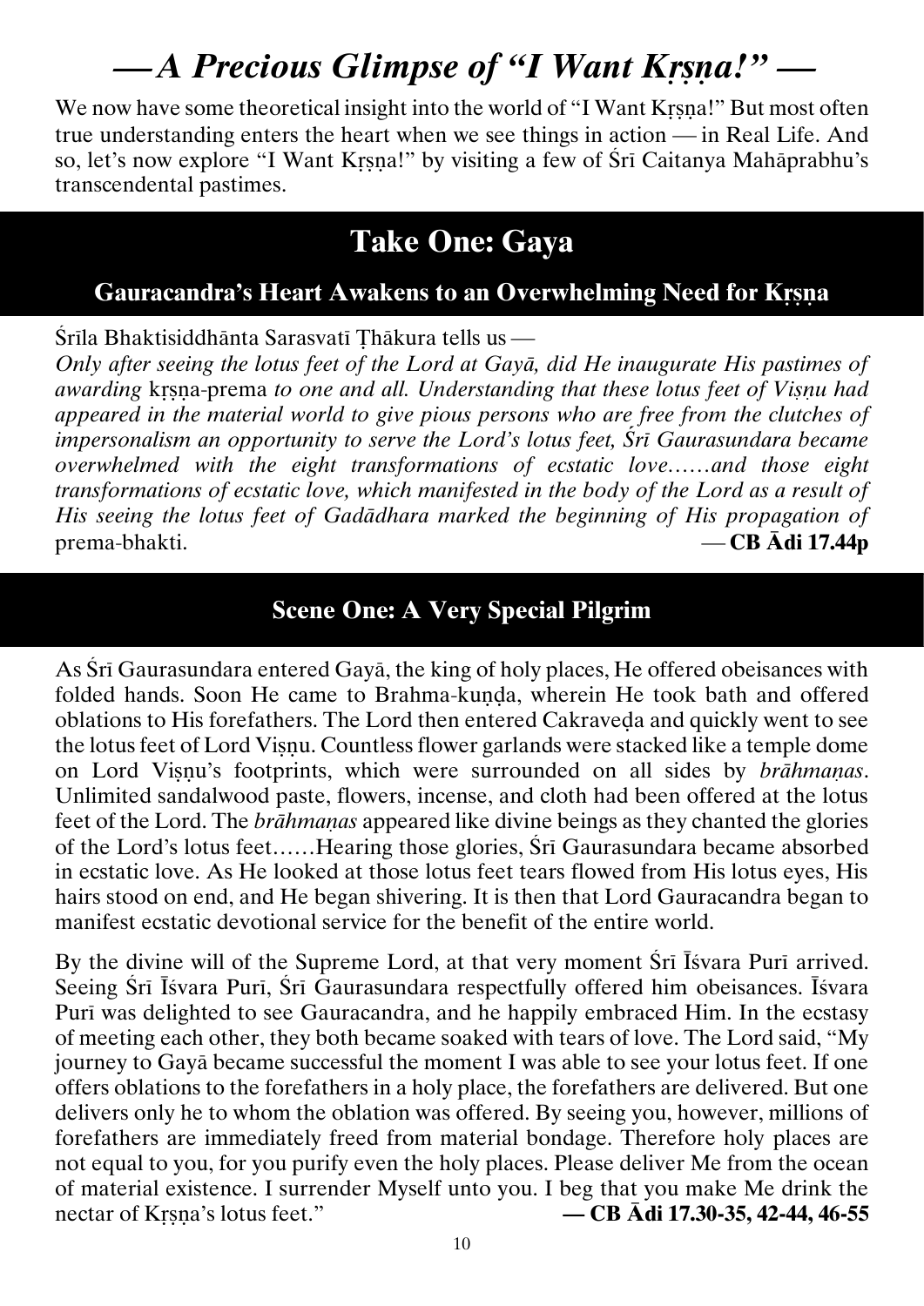# — A Precious Glimpse of "I Want Kṛṣṇa!" —

We now have some theoretical insight into the world of "I Want Kṛṣṇa!" But most often true understanding enters the heart when we see things in action — in Real Life. And so, let's now explore "I Want Kṛṣṇa!" by visiting a few of Śrī Caitanya Mahāprabhu's transcendental pastimes.

## Take One: Gaya

### Gauracandra's Heart Awakens to an Overwhelming Need for Kṛṣṇa

Śrīla Bhaktisiddhānta Sarasvatī Ṭhākura tells us —

*Only after seeing the lotus feet of the Lord at Gayā, did He inaugurate His pastimes of awarding* kṛṣṇa-prema *to one and all. Understanding that these lotus feet of Viṣṇu had appeared in the material world to give pious persons who are free from the clutches of impersonalism an opportunity to serve the Lord's lotus feet, Śrī Gaurasundara became overwhelmed with the eight transformations of ecstatic love……and those eight transformations of ecstatic love, which manifested in the body of the Lord as a result of His seeing the lotus feet of Gadādhara marked the beginning of His propagation of* prema-bhakti. — **CB Ādi 17.44p**

### Scene One: A Very Special Pilgrim

As Śrī Gaurasundara entered Gayā, the king of holy places, He offered obeisances with folded hands. Soon He came to Brahma-kuṇḍa, wherein He took bath and offered oblations to His forefathers. The Lord then entered Cakraveḍa and quickly went to see the lotus feet of Lord Viṣṇu. Countless flower garlands were stacked like a temple dome on Lord Viṣṇu's footprints, which were surrounded on all sides by *brāhmaṇas*. Unlimited sandalwood paste, flowers, incense, and cloth had been offered at the lotus feet of the Lord. The *brāhmaṇas* appeared like divine beings as they chanted the glories of the Lord's lotus feet……Hearing those glories, Śrī Gaurasundara became absorbed in ecstatic love. As He looked at those lotus feet tears flowed from His lotus eyes, His hairs stood on end, and He began shivering. It is then that Lord Gauracandra began to manifest ecstatic devotional service for the benefit of the entire world.

By the divine will of the Supreme Lord, at that very moment Śrī Īśvara Purī arrived. Seeing Śrī Īśvara Purī, Śrī Gaurasundara respectfully offered him obeisances. Īśvara Purī was delighted to see Gauracandra, and he happily embraced Him. In the ecstasy of meeting each other, they both became soaked with tears of love. The Lord said, "My journey to Gayā became successful the moment I was able to see your lotus feet. If one offers oblations to the forefathers in a holy place, the forefathers are delivered. But one delivers only he to whom the oblation was offered. By seeing you, however, millions of forefathers are immediately freed from material bondage. Therefore holy places are not equal to you, for you purify even the holy places. Please deliver Me from the ocean of material existence. I surrender Myself unto you. I beg that you make Me drink the nectar of Kṛṣṇa's lotus feet." **— CB Ādi 17.30-35, 42-44, 46-55**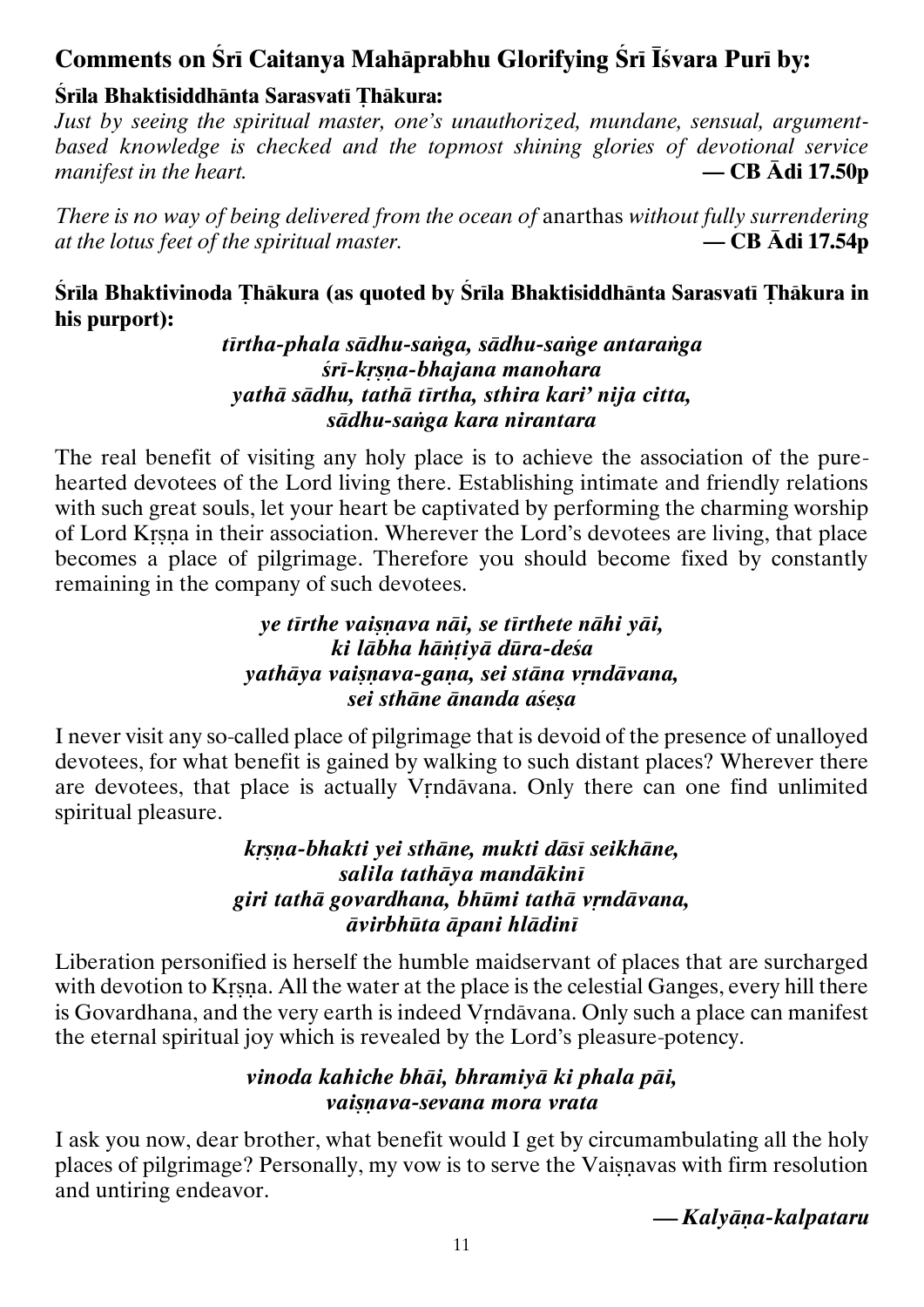## Comments on Śrī Caitanya Mahāprabhu Glorifying Śrī Īśvara Purī by:

### Śrīla Bhaktisiddhānta Sarasvatī Ṭhākura:

*Just by seeing the spiritual master, one's unauthorized, mundane, sensual, argument-based knowledge is checked and the topmost shining glories of devotional service manifest in the heart.* **— CB Ādi 17.50p**

*There is no way of being delivered from the ocean of* anarthas *without fully surrendering at the lotus feet of the spiritual master.* **— CB Ādi 17.54p**

### Śrīla Bhaktivinoda Ṭhākura (as quoted by Śrīla Bhaktisiddhānta Sarasvatī Ṭhākura in his purport):

***tīrtha-phala sādhu-saṅga, sādhu-saṅge antaraṅga***
***śrī-kṛṣṇa-bhajana manohara***
***yathā sādhu, tathā tīrtha, sthira kari' nija citta,***
***sādhu-saṅga kara nirantara***

The real benefit of visiting any holy place is to achieve the association of the pure-hearted devotees of the Lord living there. Establishing intimate and friendly relations with such great souls, let your heart be captivated by performing the charming worship of Lord Kṛṣṇa in their association. Wherever the Lord's devotees are living, that place becomes a place of pilgrimage. Therefore you should become fixed by constantly remaining in the company of such devotees.

***ye tīrthe vaiṣṇava nāi, se tīrthete nāhi yāi,***
***ki lābha hāṅṭiyā dūra-deśa***
***yathāya vaiṣṇava-gaṇa, sei stāna vṛndāvana,***
***sei sthāne ānanda aśeṣa***

I never visit any so-called place of pilgrimage that is devoid of the presence of unalloyed devotees, for what benefit is gained by walking to such distant places? Wherever there are devotees, that place is actually Vṛndāvana. Only there can one find unlimited spiritual pleasure.

***kṛṣṇa-bhakti yei sthāne, mukti dāsī seikhāne,***
***salila tathāya mandākinī***
***giri tathā govardhana, bhūmi tathā vṛndāvana,***
***āvirbhūta āpani hlādinī***

Liberation personified is herself the humble maidservant of places that are surcharged with devotion to Kṛṣṇa. All the water at the place is the celestial Ganges, every hill there is Govardhana, and the very earth is indeed Vṛndāvana. Only such a place can manifest the eternal spiritual joy which is revealed by the Lord's pleasure-potency.

***vinoda kahiche bhāi, bhramiyā ki phala pāi,***
***vaiṣṇava-sevana mora vrata***

I ask you now, dear brother, what benefit would I get by circumambulating all the holy places of pilgrimage? Personally, my vow is to serve the Vaiṣṇavas with firm resolution and untiring endeavor.

***— Kalyāṇa-kalpataru***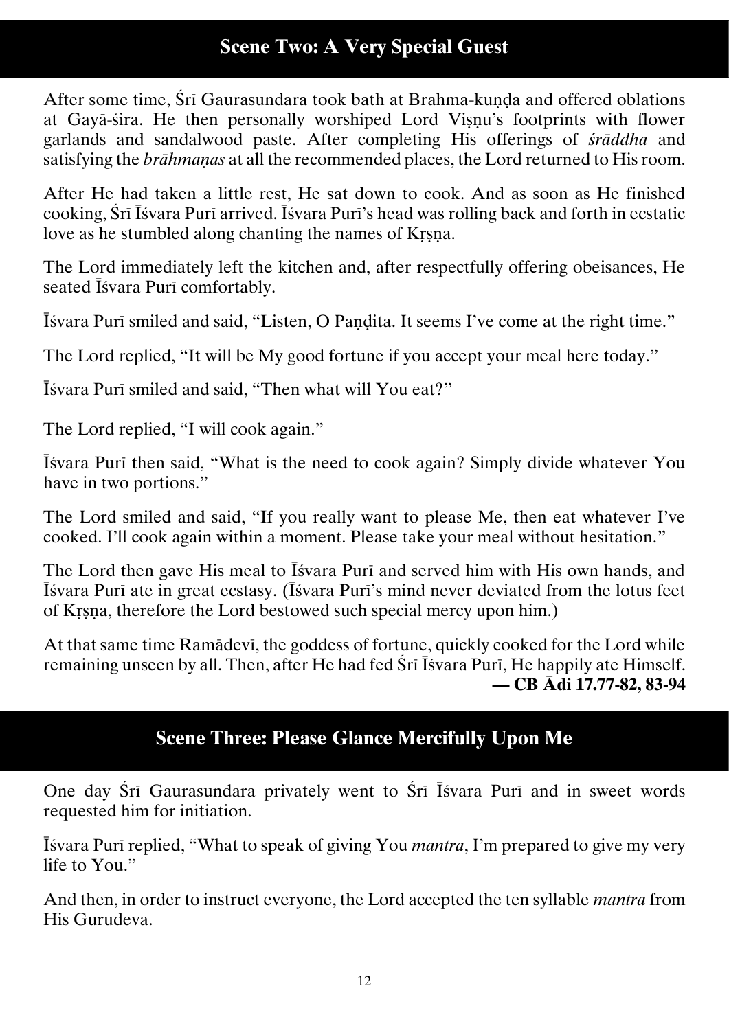## Scene Two: A Very Special Guest

After some time, Śrī Gaurasundara took bath at Brahma-kuṇḍa and offered oblations at Gayā-śira. He then personally worshiped Lord Viṣṇu's footprints with flower garlands and sandalwood paste. After completing His offerings of *śrāddha* and satisfying the *brāhmaṇas* at all the recommended places, the Lord returned to His room.

After He had taken a little rest, He sat down to cook. And as soon as He finished cooking, Śrī Īśvara Purī arrived. Īśvara Purī's head was rolling back and forth in ecstatic love as he stumbled along chanting the names of Kṛṣṇa.

The Lord immediately left the kitchen and, after respectfully offering obeisances, He seated Īśvara Purī comfortably.

Īśvara Purī smiled and said, "Listen, O Paṇḍita. It seems I've come at the right time."

The Lord replied, "It will be My good fortune if you accept your meal here today."

Īśvara Purī smiled and said, "Then what will You eat?"

The Lord replied, "I will cook again."

Īśvara Purī then said, "What is the need to cook again? Simply divide whatever You have in two portions."

The Lord smiled and said, "If you really want to please Me, then eat whatever I've cooked. I'll cook again within a moment. Please take your meal without hesitation."

The Lord then gave His meal to Īśvara Purī and served him with His own hands, and Īśvara Purī ate in great ecstasy. (Īśvara Purī's mind never deviated from the lotus feet of Kṛṣṇa, therefore the Lord bestowed such special mercy upon him.)

At that same time Ramādevī, the goddess of fortune, quickly cooked for the Lord while remaining unseen by all. Then, after He had fed Śrī Īśvara Purī, He happily ate Himself.

**— CB Ādi 17.77-82, 83-94**

## Scene Three: Please Glance Mercifully Upon Me

One day Śrī Gaurasundara privately went to Śrī Īśvara Purī and in sweet words requested him for initiation.

Īśvara Purī replied, "What to speak of giving You *mantra*, I'm prepared to give my very life to You."

And then, in order to instruct everyone, the Lord accepted the ten syllable *mantra* from His Gurudeva.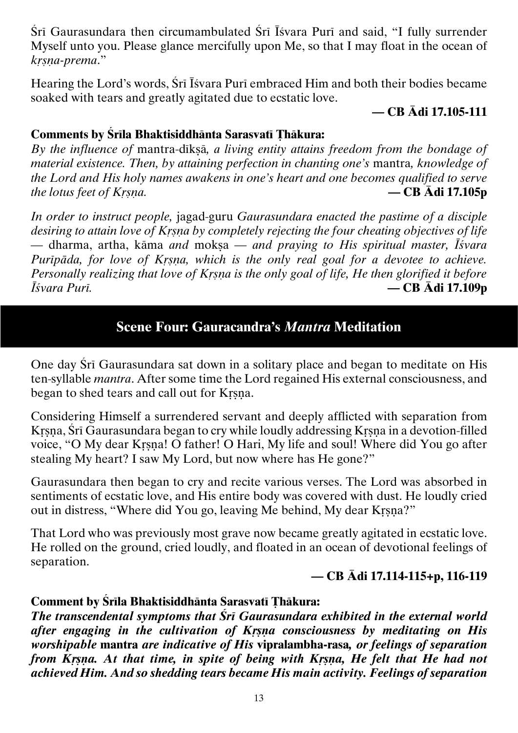Śrī Gaurasundara then circumambulated Śrī Īśvara Purī and said, "I fully surrender Myself unto you. Please glance mercifully upon Me, so that I may float in the ocean of *kṛṣṇa-prema*."

Hearing the Lord's words, Śrī Īśvara Purī embraced Him and both their bodies became soaked with tears and greatly agitated due to ecstatic love.

**— CB Ādi 17.105-111**

**Comments by Śrīla Bhaktisiddhānta Sarasvatī Ṭhākura:**

*By the influence of* mantra-dīkṣā*, a living entity attains freedom from the bondage of material existence. Then, by attaining perfection in chanting one's* mantra*, knowledge of the Lord and His holy names awakens in one's heart and one becomes qualified to serve the lotus feet of Kṛṣṇa.* **— CB Ādi 17.105p**

*In order to instruct people,* jagad-guru *Gaurasundara enacted the pastime of a disciple desiring to attain love of Kṛṣṇa by completely rejecting the four cheating objectives of life —* dharma, artha, kāma *and* mokṣa *— and praying to His spiritual master, Īśvara Purīpāda, for love of Kṛṣṇa, which is the only real goal for a devotee to achieve. Personally realizing that love of Kṛṣṇa is the only goal of life, He then glorified it before Īśvara Purī.* **— CB Ādi 17.109p**

## Scene Four: Gauracandra's *Mantra* Meditation

One day Śrī Gaurasundara sat down in a solitary place and began to meditate on His ten-syllable *mantra*. After some time the Lord regained His external consciousness, and began to shed tears and call out for Kṛṣṇa.

Considering Himself a surrendered servant and deeply afflicted with separation from Kṛṣṇa, Śrī Gaurasundara began to cry while loudly addressing Kṛṣṇa in a devotion-filled voice, "O My dear Kṛṣṇa! O father! O Hari, My life and soul! Where did You go after stealing My heart? I saw My Lord, but now where has He gone?"

Gaurasundara then began to cry and recite various verses. The Lord was absorbed in sentiments of ecstatic love, and His entire body was covered with dust. He loudly cried out in distress, "Where did You go, leaving Me behind, My dear Kṛṣṇa?"

That Lord who was previously most grave now became greatly agitated in ecstatic love. He rolled on the ground, cried loudly, and floated in an ocean of devotional feelings of separation.

**— CB Ādi 17.114-115+p, 116-119**

**Comment by Śrīla Bhaktisiddhānta Sarasvatī Ṭhākura:**

***The transcendental symptoms that Śrī Gaurasundara exhibited in the external world after engaging in the cultivation of Kṛṣṇa consciousness by meditating on His worshipable* mantra *are indicative of His* vipralambha-rasa*, or feelings of separation from Kṛṣṇa. At that time, in spite of being with Kṛṣṇa, He felt that He had not achieved Him. And so shedding tears became His main activity. Feelings of separation***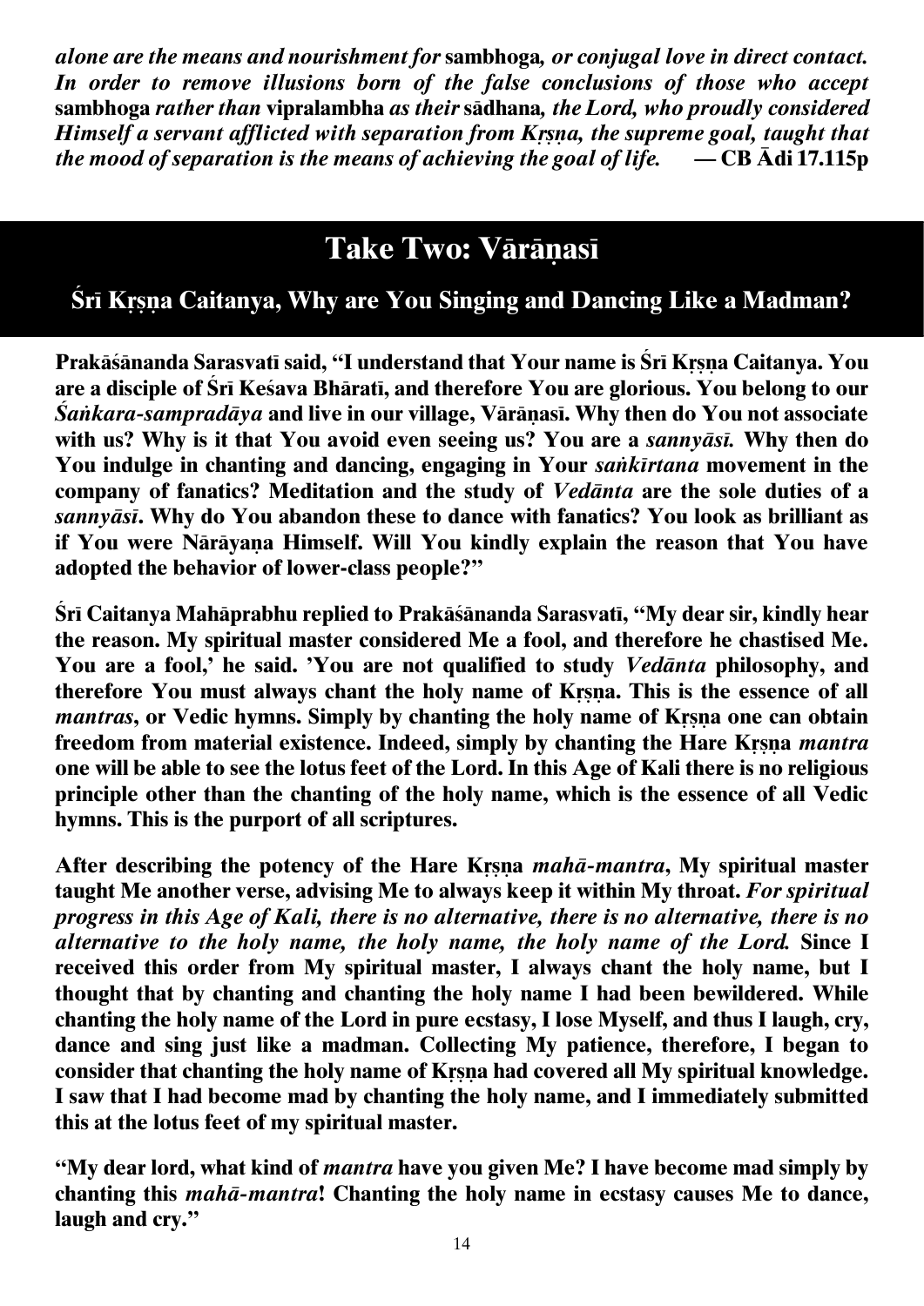*alone are the means and nourishment for* **sambhoga***, or conjugal love in direct contact. In order to remove illusions born of the false conclusions of those who accept* **sambhoga** *rather than* **vipralambha** *as their* **sādhana***, the Lord, who proudly considered Himself a servant afflicted with separation from Kṛṣṇa, the supreme goal, taught that the mood of separation is the means of achieving the goal of life.* **— CB Ādi 17.115p**

# Take Two: Vārāṇasī

## Śrī Kṛṣṇa Caitanya, Why are You Singing and Dancing Like a Madman?

**Prakāśānanda Sarasvatī said, "I understand that Your name is Śrī Kṛṣṇa Caitanya. You are a disciple of Śrī Keśava Bhāratī, and therefore You are glorious. You belong to our *Śaṅkara-sampradāya* and live in our village, Vārāṇasī. Why then do You not associate with us? Why is it that You avoid even seeing us? You are a *sannyāsī.* Why then do You indulge in chanting and dancing, engaging in Your *saṅkīrtana* movement in the company of fanatics? Meditation and the study of *Vedānta* are the sole duties of a *sannyāsī*. Why do You abandon these to dance with fanatics? You look as brilliant as if You were Nārāyaṇa Himself. Will You kindly explain the reason that You have adopted the behavior of lower-class people?"**

**Śrī Caitanya Mahāprabhu replied to Prakāśānanda Sarasvatī, "My dear sir, kindly hear the reason. My spiritual master considered Me a fool, and therefore he chastised Me. You are a fool,' he said. 'You are not qualified to study *Vedānta* philosophy, and therefore You must always chant the holy name of Kṛṣṇa. This is the essence of all *mantras*, or Vedic hymns. Simply by chanting the holy name of Kṛṣṇa one can obtain freedom from material existence. Indeed, simply by chanting the Hare Kṛṣṇa *mantra* one will be able to see the lotus feet of the Lord. In this Age of Kali there is no religious principle other than the chanting of the holy name, which is the essence of all Vedic hymns. This is the purport of all scriptures.**

**After describing the potency of the Hare Kṛṣṇa *mahā-mantra*, My spiritual master taught Me another verse, advising Me to always keep it within My throat. *For spiritual progress in this Age of Kali, there is no alternative, there is no alternative, there is no alternative to the holy name, the holy name, the holy name of the Lord.* Since I received this order from My spiritual master, I always chant the holy name, but I thought that by chanting and chanting the holy name I had been bewildered. While chanting the holy name of the Lord in pure ecstasy, I lose Myself, and thus I laugh, cry, dance and sing just like a madman. Collecting My patience, therefore, I began to consider that chanting the holy name of Kṛṣṇa had covered all My spiritual knowledge. I saw that I had become mad by chanting the holy name, and I immediately submitted this at the lotus feet of my spiritual master.**

**"My dear lord, what kind of *mantra* have you given Me? I have become mad simply by chanting this *mahā-mantra*! Chanting the holy name in ecstasy causes Me to dance, laugh and cry."**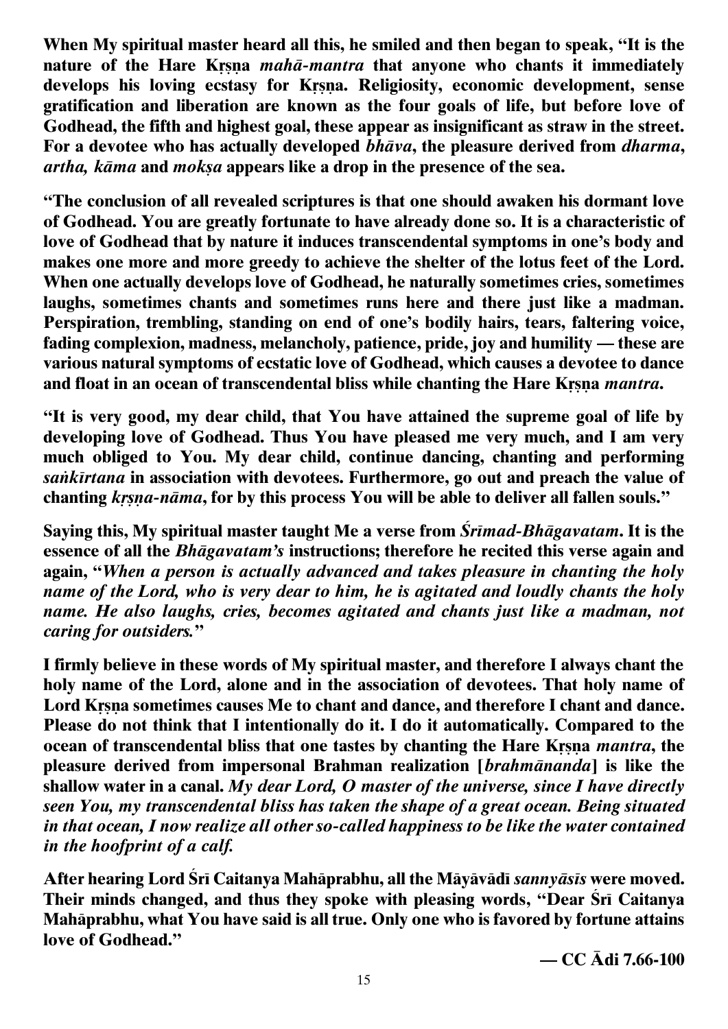**When My spiritual master heard all this, he smiled and then began to speak, "It is the nature of the Hare Kṛṣṇa *mahā-mantra* that anyone who chants it immediately develops his loving ecstasy for Kṛṣṇa. Religiosity, economic development, sense gratification and liberation are known as the four goals of life, but before love of Godhead, the fifth and highest goal, these appear as insignificant as straw in the street. For a devotee who has actually developed *bhāva*, the pleasure derived from *dharma*, *artha, kāma* and *mokṣa* appears like a drop in the presence of the sea.**

**"The conclusion of all revealed scriptures is that one should awaken his dormant love of Godhead. You are greatly fortunate to have already done so. It is a characteristic of love of Godhead that by nature it induces transcendental symptoms in one's body and makes one more and more greedy to achieve the shelter of the lotus feet of the Lord. When one actually develops love of Godhead, he naturally sometimes cries, sometimes laughs, sometimes chants and sometimes runs here and there just like a madman. Perspiration, trembling, standing on end of one's bodily hairs, tears, faltering voice, fading complexion, madness, melancholy, patience, pride, joy and humility — these are various natural symptoms of ecstatic love of Godhead, which causes a devotee to dance and float in an ocean of transcendental bliss while chanting the Hare Kṛṣṇa *mantra*.**

**"It is very good, my dear child, that You have attained the supreme goal of life by developing love of Godhead. Thus You have pleased me very much, and I am very much obliged to You. My dear child, continue dancing, chanting and performing *saṅkīrtana* in association with devotees. Furthermore, go out and preach the value of chanting *kṛṣṇa-nāma*, for by this process You will be able to deliver all fallen souls."**

**Saying this, My spiritual master taught Me a verse from *Śrīmad-Bhāgavatam*. It is the essence of all the *Bhāgavatam's* instructions; therefore he recited this verse again and again, "*When a person is actually advanced and takes pleasure in chanting the holy name of the Lord, who is very dear to him, he is agitated and loudly chants the holy name. He also laughs, cries, becomes agitated and chants just like a madman, not caring for outsiders.*"**

**I firmly believe in these words of My spiritual master, and therefore I always chant the holy name of the Lord, alone and in the association of devotees. That holy name of Lord Kṛṣṇa sometimes causes Me to chant and dance, and therefore I chant and dance. Please do not think that I intentionally do it. I do it automatically. Compared to the ocean of transcendental bliss that one tastes by chanting the Hare Kṛṣṇa *mantra*, the pleasure derived from impersonal Brahman realization [*brahmānanda*] is like the shallow water in a canal. *My dear Lord, O master of the universe, since I have directly seen You, my transcendental bliss has taken the shape of a great ocean. Being situated in that ocean, I now realize all other so-called happiness to be like the water contained in the hoofprint of a calf.***

**After hearing Lord Śrī Caitanya Mahāprabhu, all the Māyāvādī *sannyāsīs* were moved. Their minds changed, and thus they spoke with pleasing words, "Dear Śrī Caitanya Mahāprabhu, what You have said is all true. Only one who is favored by fortune attains love of Godhead."**

**— CC Ādi 7.66-100**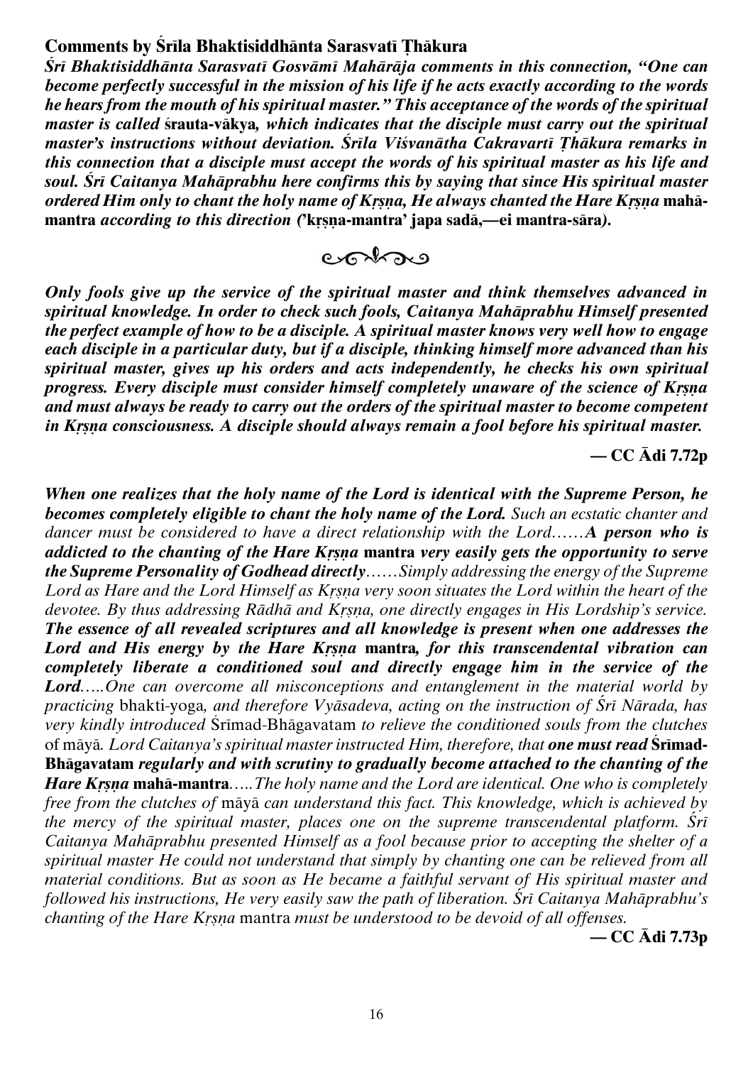### Comments by Śrīla Bhaktisiddhānta Sarasvatī Ṭhākura

***Śrī Bhaktisiddhānta Sarasvatī Gosvāmī Mahārāja comments in this connection, "One can become perfectly successful in the mission of his life if he acts exactly according to the words he hears from the mouth of his spiritual master." This acceptance of the words of the spiritual master is called* śrauta-vākya*, which indicates that the disciple must carry out the spiritual master's instructions without deviation. Śrīla Viśvanātha Cakravartī Ṭhākura remarks in this connection that a disciple must accept the words of his spiritual master as his life and soul. Śrī Caitanya Mahāprabhu here confirms this by saying that since His spiritual master ordered Him only to chant the holy name of Kṛṣṇa, He always chanted the Hare Kṛṣṇa* mahā-mantra *according to this direction (*'kṛṣṇa-mantra' japa sadā,—ei mantra-sāra*).***

***Only fools give up the service of the spiritual master and think themselves advanced in spiritual knowledge. In order to check such fools, Caitanya Mahāprabhu Himself presented the perfect example of how to be a disciple. A spiritual master knows very well how to engage each disciple in a particular duty, but if a disciple, thinking himself more advanced than his spiritual master, gives up his orders and acts independently, he checks his own spiritual progress. Every disciple must consider himself completely unaware of the science of Kṛṣṇa and must always be ready to carry out the orders of the spiritual master to become competent in Kṛṣṇa consciousness. A disciple should always remain a fool before his spiritual master.***

**— CC Ādi 7.72p**

***When one realizes that the holy name of the Lord is identical with the Supreme Person, he becomes completely eligible to chant the holy name of the Lord.*** *Such an ecstatic chanter and dancer must be considered to have a direct relationship with the Lord……**A person who is addicted to the chanting of the Hare Kṛṣṇa** **mantra** **very easily gets the opportunity to serve the Supreme Personality of Godhead directly**……Simply addressing the energy of the Supreme Lord as Hare and the Lord Himself as Kṛṣṇa very soon situates the Lord within the heart of the devotee. By thus addressing Rādhā and Kṛṣṇa, one directly engages in His Lordship's service. **The essence of all revealed scriptures and all knowledge is present when one addresses the Lord and His energy by the Hare Kṛṣṇa** **mantra**, **for this transcendental vibration can completely liberate a conditioned soul and directly engage him in the service of the Lord**…..One can overcome all misconceptions and entanglement in the material world by practicing* bhakti-yoga*, and therefore Vyāsadeva, acting on the instruction of Śrī Nārada, has very kindly introduced* Śrīmad-Bhāgavatam *to relieve the conditioned souls from the clutches* of māyā*. Lord Caitanya's spiritual master instructed Him, therefore, that **one must read*** **Śrīmad-Bhāgavatam** ***regularly and with scrutiny to gradually become attached to the chanting of the Hare Kṛṣṇa*** **mahā-mantra***…..The holy name and the Lord are identical. One who is completely free from the clutches of* māyā *can understand this fact. This knowledge, which is achieved by the mercy of the spiritual master, places one on the supreme transcendental platform. Śrī Caitanya Mahāprabhu presented Himself as a fool because prior to accepting the shelter of a spiritual master He could not understand that simply by chanting one can be relieved from all material conditions. But as soon as He became a faithful servant of His spiritual master and followed his instructions, He very easily saw the path of liberation. Śrī Caitanya Mahāprabhu's chanting of the Hare Kṛṣṇa* mantra *must be understood to be devoid of all offenses.*

**— CC Ādi 7.73p**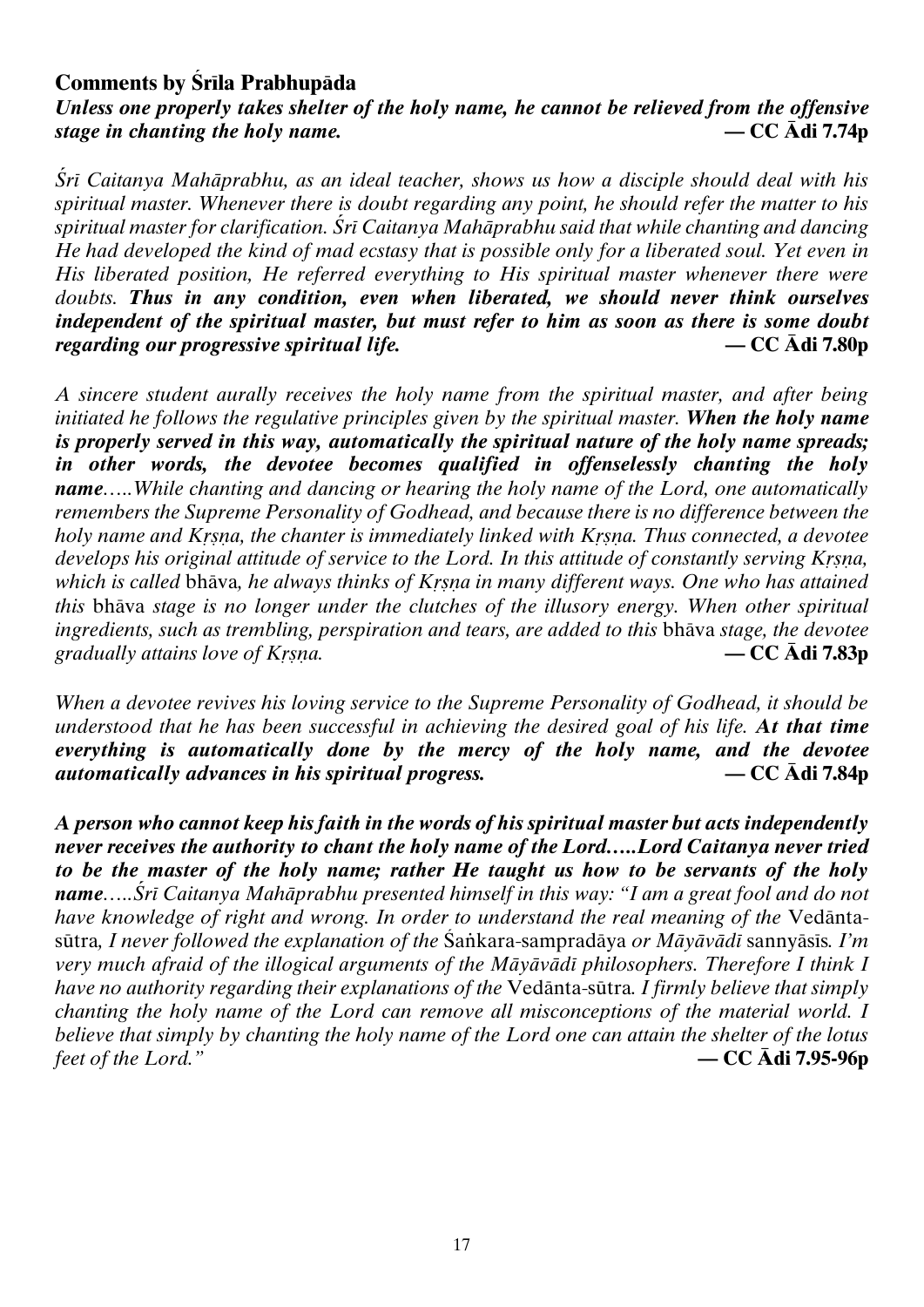### Comments by Śrīla Prabhupāda

***Unless one properly takes shelter of the holy name, he cannot be relieved from the offensive stage in chanting the holy name.*** **— CC Ādi 7.74p**

*Śrī Caitanya Mahāprabhu, as an ideal teacher, shows us how a disciple should deal with his spiritual master. Whenever there is doubt regarding any point, he should refer the matter to his spiritual master for clarification. Śrī Caitanya Mahāprabhu said that while chanting and dancing He had developed the kind of mad ecstasy that is possible only for a liberated soul. Yet even in His liberated position, He referred everything to His spiritual master whenever there were doubts.* ***Thus in any condition, even when liberated, we should never think ourselves independent of the spiritual master, but must refer to him as soon as there is some doubt regarding our progressive spiritual life.*** **— CC Ādi 7.80p**

*A sincere student aurally receives the holy name from the spiritual master, and after being initiated he follows the regulative principles given by the spiritual master.* ***When the holy name is properly served in this way, automatically the spiritual nature of the holy name spreads; in other words, the devotee becomes qualified in offenselessly chanting the holy name****…..While chanting and dancing or hearing the holy name of the Lord, one automatically remembers the Supreme Personality of Godhead, and because there is no difference between the holy name and Kṛṣṇa, the chanter is immediately linked with Kṛṣṇa. Thus connected, a devotee develops his original attitude of service to the Lord. In this attitude of constantly serving Kṛṣṇa, which is called* bhāva*, he always thinks of Kṛṣṇa in many different ways. One who has attained this* bhāva *stage is no longer under the clutches of the illusory energy. When other spiritual ingredients, such as trembling, perspiration and tears, are added to this* bhāva *stage, the devotee gradually attains love of Kṛṣṇa.* **— CC Ādi 7.83p**

*When a devotee revives his loving service to the Supreme Personality of Godhead, it should be understood that he has been successful in achieving the desired goal of his life.* ***At that time everything is automatically done by the mercy of the holy name, and the devotee automatically advances in his spiritual progress.*** **— CC Ādi 7.84p**

***A person who cannot keep his faith in the words of his spiritual master but acts independently never receives the authority to chant the holy name of the Lord…..Lord Caitanya never tried to be the master of the holy name; rather He taught us how to be servants of the holy name****…..Śrī Caitanya Mahāprabhu presented himself in this way: "I am a great fool and do not have knowledge of right and wrong. In order to understand the real meaning of the* Vedānta-sūtra*, I never followed the explanation of the* Śaṅkara-sampradāya *or Māyāvādī* sannyāsīs*. I'm very much afraid of the illogical arguments of the Māyāvādī philosophers. Therefore I think I have no authority regarding their explanations of the* Vedānta-sūtra*. I firmly believe that simply chanting the holy name of the Lord can remove all misconceptions of the material world. I believe that simply by chanting the holy name of the Lord one can attain the shelter of the lotus feet of the Lord."* **— CC Ādi 7.95-96p**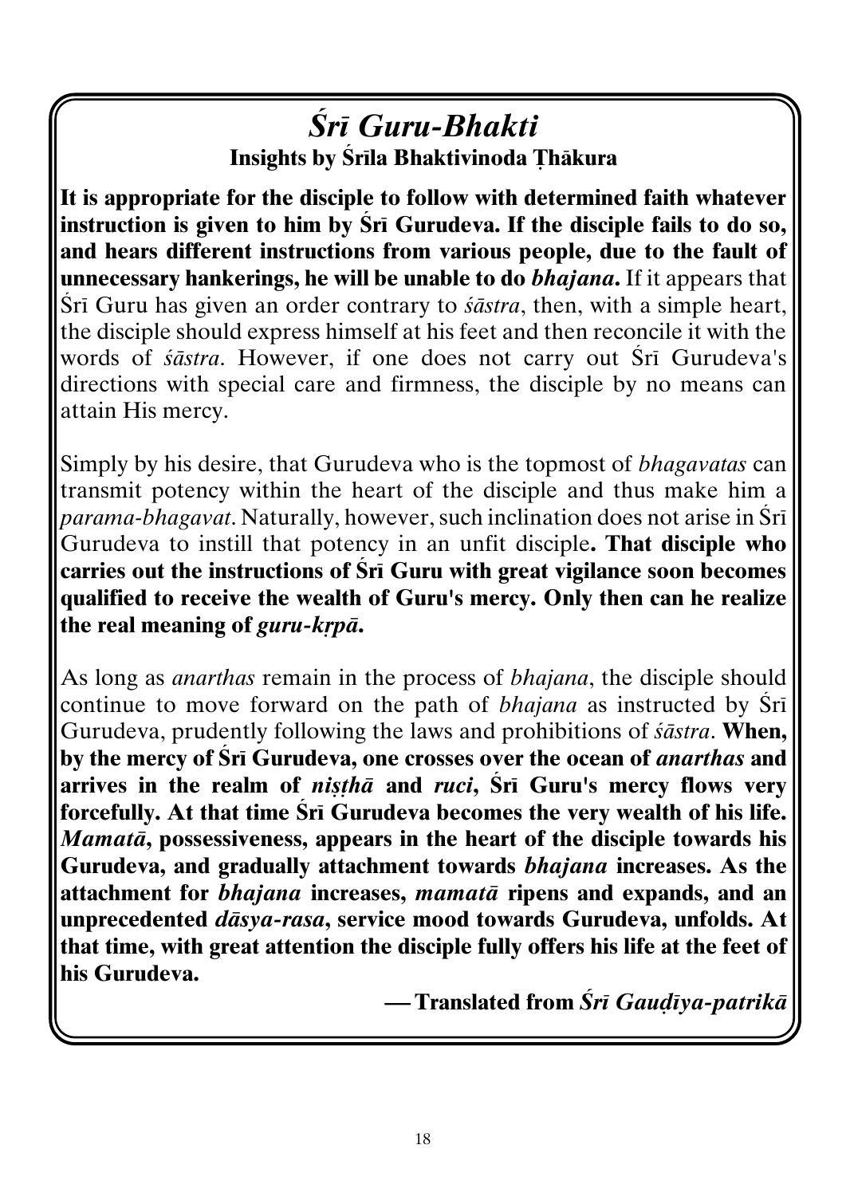# *Śrī Guru-Bhakti*

### Insights by Śrīla Bhaktivinoda Ṭhākura

**It is appropriate for the disciple to follow with determined faith whatever instruction is given to him by Śrī Gurudeva. If the disciple fails to do so, and hears different instructions from various people, due to the fault of unnecessary hankerings, he will be unable to do *bhajana*.** If it appears that Śrī Guru has given an order contrary to *śāstra*, then, with a simple heart, the disciple should express himself at his feet and then reconcile it with the words of *śāstra*. However, if one does not carry out Śrī Gurudeva's directions with special care and firmness, the disciple by no means can attain His mercy.

Simply by his desire, that Gurudeva who is the topmost of *bhagavatas* can transmit potency within the heart of the disciple and thus make him a *parama-bhagavat*. Naturally, however, such inclination does not arise in Śrī Gurudeva to instill that potency in an unfit disciple**. That disciple who carries out the instructions of Śrī Guru with great vigilance soon becomes qualified to receive the wealth of Guru's mercy. Only then can he realize the real meaning of *guru-kṛpā*.**

As long as *anarthas* remain in the process of *bhajana*, the disciple should continue to move forward on the path of *bhajana* as instructed by Śrī Gurudeva, prudently following the laws and prohibitions of *śāstra*. **When, by the mercy of Śrī Gurudeva, one crosses over the ocean of *anarthas* and arrives in the realm of *niṣṭhā* and *ruci*, Śrī Guru's mercy flows very forcefully. At that time Śrī Gurudeva becomes the very wealth of his life. *Mamatā*, possessiveness, appears in the heart of the disciple towards his Gurudeva, and gradually attachment towards *bhajana* increases. As the attachment for *bhajana* increases, *mamatā* ripens and expands, and an unprecedented *dāsya-rasa*, service mood towards Gurudeva, unfolds. At that time, with great attention the disciple fully offers his life at the feet of his Gurudeva.**

**— Translated from *Śrī Gauḍīya-patrikā***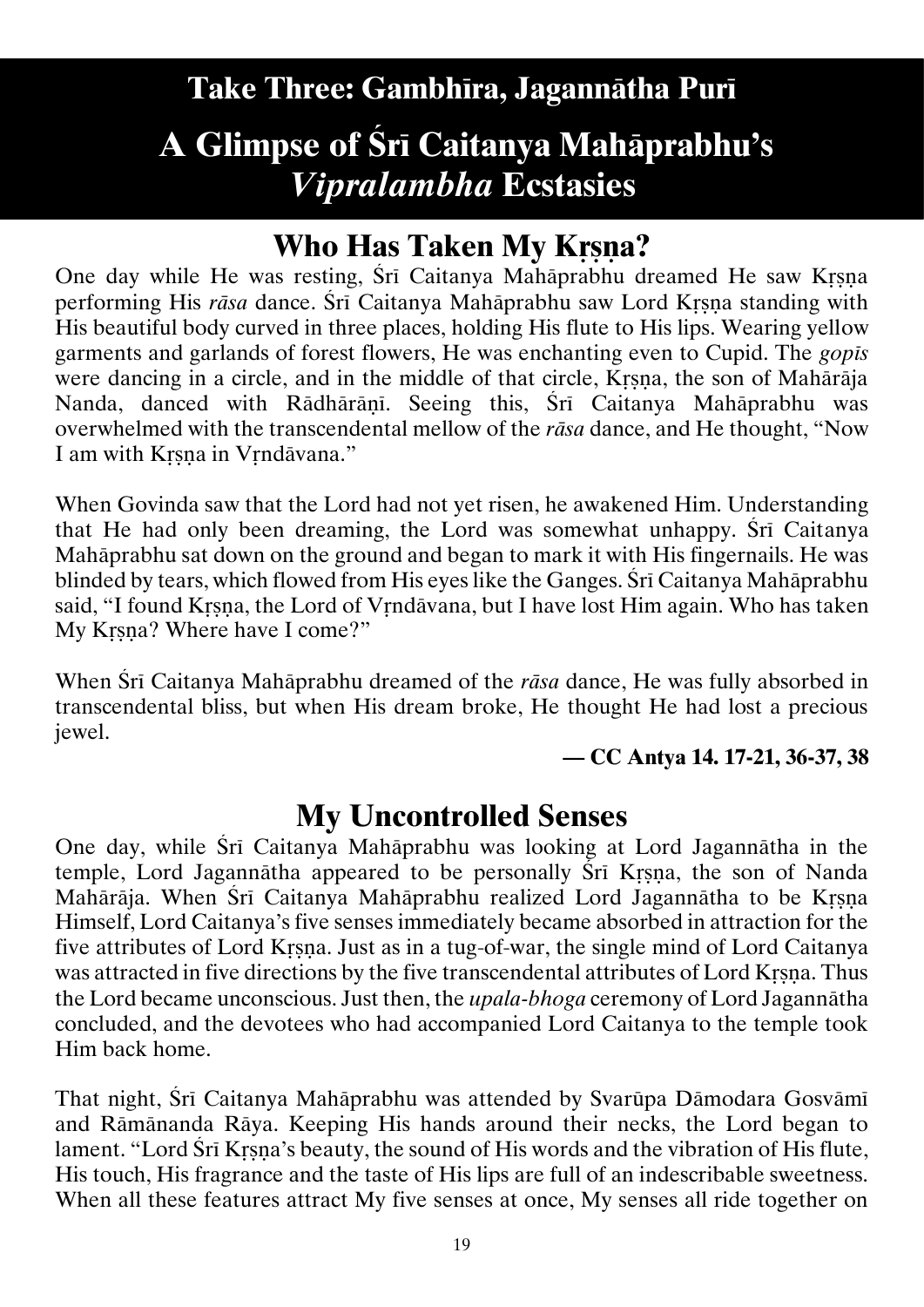# Take Three: Gambhīra, Jagannātha Purī

# A Glimpse of Śrī Caitanya Mahāprabhu's *Vipralambha* Ecstasies

## Who Has Taken My Kṛṣṇa?

One day while He was resting, Śrī Caitanya Mahāprabhu dreamed He saw Kṛṣṇa performing His *rāsa* dance. Śrī Caitanya Mahāprabhu saw Lord Kṛṣṇa standing with His beautiful body curved in three places, holding His flute to His lips. Wearing yellow garments and garlands of forest flowers, He was enchanting even to Cupid. The *gopīs* were dancing in a circle, and in the middle of that circle, Kṛṣṇa, the son of Mahārāja Nanda, danced with Rādhārāṇī. Seeing this, Śrī Caitanya Mahāprabhu was overwhelmed with the transcendental mellow of the *rāsa* dance, and He thought, "Now I am with Kṛṣṇa in Vṛndāvana."

When Govinda saw that the Lord had not yet risen, he awakened Him. Understanding that He had only been dreaming, the Lord was somewhat unhappy. Śrī Caitanya Mahāprabhu sat down on the ground and began to mark it with His fingernails. He was blinded by tears, which flowed from His eyes like the Ganges. Śrī Caitanya Mahāprabhu said, "I found Kṛṣṇa, the Lord of Vṛndāvana, but I have lost Him again. Who has taken My Kṛṣṇa? Where have I come?"

When Śrī Caitanya Mahāprabhu dreamed of the *rāsa* dance, He was fully absorbed in transcendental bliss, but when His dream broke, He thought He had lost a precious jewel.

**— CC Antya 14. 17-21, 36-37, 38**

## My Uncontrolled Senses

One day, while Śrī Caitanya Mahāprabhu was looking at Lord Jagannātha in the temple, Lord Jagannātha appeared to be personally Śrī Kṛṣṇa, the son of Nanda Mahārāja. When Śrī Caitanya Mahāprabhu realized Lord Jagannātha to be Kṛṣṇa Himself, Lord Caitanya's five senses immediately became absorbed in attraction for the five attributes of Lord Kṛṣṇa. Just as in a tug-of-war, the single mind of Lord Caitanya was attracted in five directions by the five transcendental attributes of Lord Kṛṣṇa. Thus the Lord became unconscious. Just then, the *upala-bhoga* ceremony of Lord Jagannātha concluded, and the devotees who had accompanied Lord Caitanya to the temple took Him back home.

That night, Śrī Caitanya Mahāprabhu was attended by Svarūpa Dāmodara Gosvāmī and Rāmānanda Rāya. Keeping His hands around their necks, the Lord began to lament. "Lord Śrī Kṛṣṇa's beauty, the sound of His words and the vibration of His flute, His touch, His fragrance and the taste of His lips are full of an indescribable sweetness. When all these features attract My five senses at once, My senses all ride together on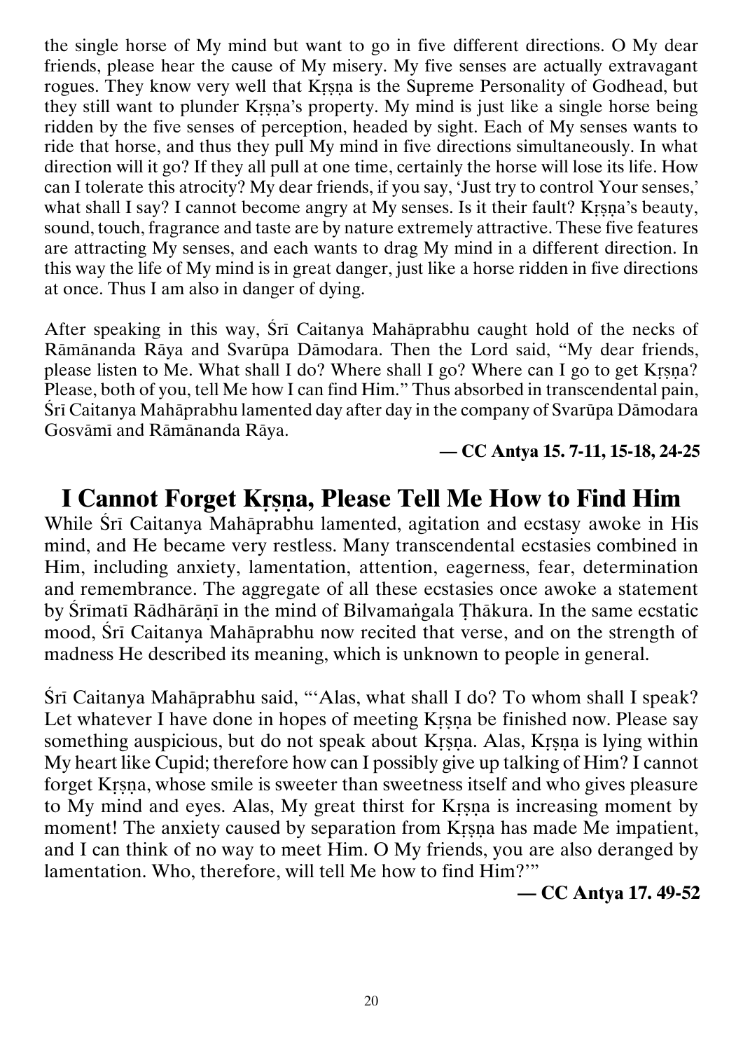the single horse of My mind but want to go in five different directions. O My dear friends, please hear the cause of My misery. My five senses are actually extravagant rogues. They know very well that Kṛṣṇa is the Supreme Personality of Godhead, but they still want to plunder Kṛṣṇa's property. My mind is just like a single horse being ridden by the five senses of perception, headed by sight. Each of My senses wants to ride that horse, and thus they pull My mind in five directions simultaneously. In what direction will it go? If they all pull at one time, certainly the horse will lose its life. How can I tolerate this atrocity? My dear friends, if you say, 'Just try to control Your senses,' what shall I say? I cannot become angry at My senses. Is it their fault? Kṛṣṇa's beauty, sound, touch, fragrance and taste are by nature extremely attractive. These five features are attracting My senses, and each wants to drag My mind in a different direction. In this way the life of My mind is in great danger, just like a horse ridden in five directions at once. Thus I am also in danger of dying.

After speaking in this way, Śrī Caitanya Mahāprabhu caught hold of the necks of Rāmānanda Rāya and Svarūpa Dāmodara. Then the Lord said, "My dear friends, please listen to Me. What shall I do? Where shall I go? Where can I go to get Kṛṣṇa? Please, both of you, tell Me how I can find Him." Thus absorbed in transcendental pain, Śrī Caitanya Mahāprabhu lamented day after day in the company of Svarūpa Dāmodara Gosvāmī and Rāmānanda Rāya.

**— CC Antya 15. 7-11, 15-18, 24-25**

## I Cannot Forget Kṛṣṇa, Please Tell Me How to Find Him

While Śrī Caitanya Mahāprabhu lamented, agitation and ecstasy awoke in His mind, and He became very restless. Many transcendental ecstasies combined in Him, including anxiety, lamentation, attention, eagerness, fear, determination and remembrance. The aggregate of all these ecstasies once awoke a statement by Śrīmatī Rādhārāṇī in the mind of Bilvamaṅgala Ṭhākura. In the same ecstatic mood, Śrī Caitanya Mahāprabhu now recited that verse, and on the strength of madness He described its meaning, which is unknown to people in general.

Śrī Caitanya Mahāprabhu said, "'Alas, what shall I do? To whom shall I speak? Let whatever I have done in hopes of meeting Kṛṣṇa be finished now. Please say something auspicious, but do not speak about Kṛṣṇa. Alas, Kṛṣṇa is lying within My heart like Cupid; therefore how can I possibly give up talking of Him? I cannot forget Kṛṣṇa, whose smile is sweeter than sweetness itself and who gives pleasure to My mind and eyes. Alas, My great thirst for Kṛṣṇa is increasing moment by moment! The anxiety caused by separation from Kṛṣṇa has made Me impatient, and I can think of no way to meet Him. O My friends, you are also deranged by lamentation. Who, therefore, will tell Me how to find Him?'"

**— CC Antya 17. 49-52**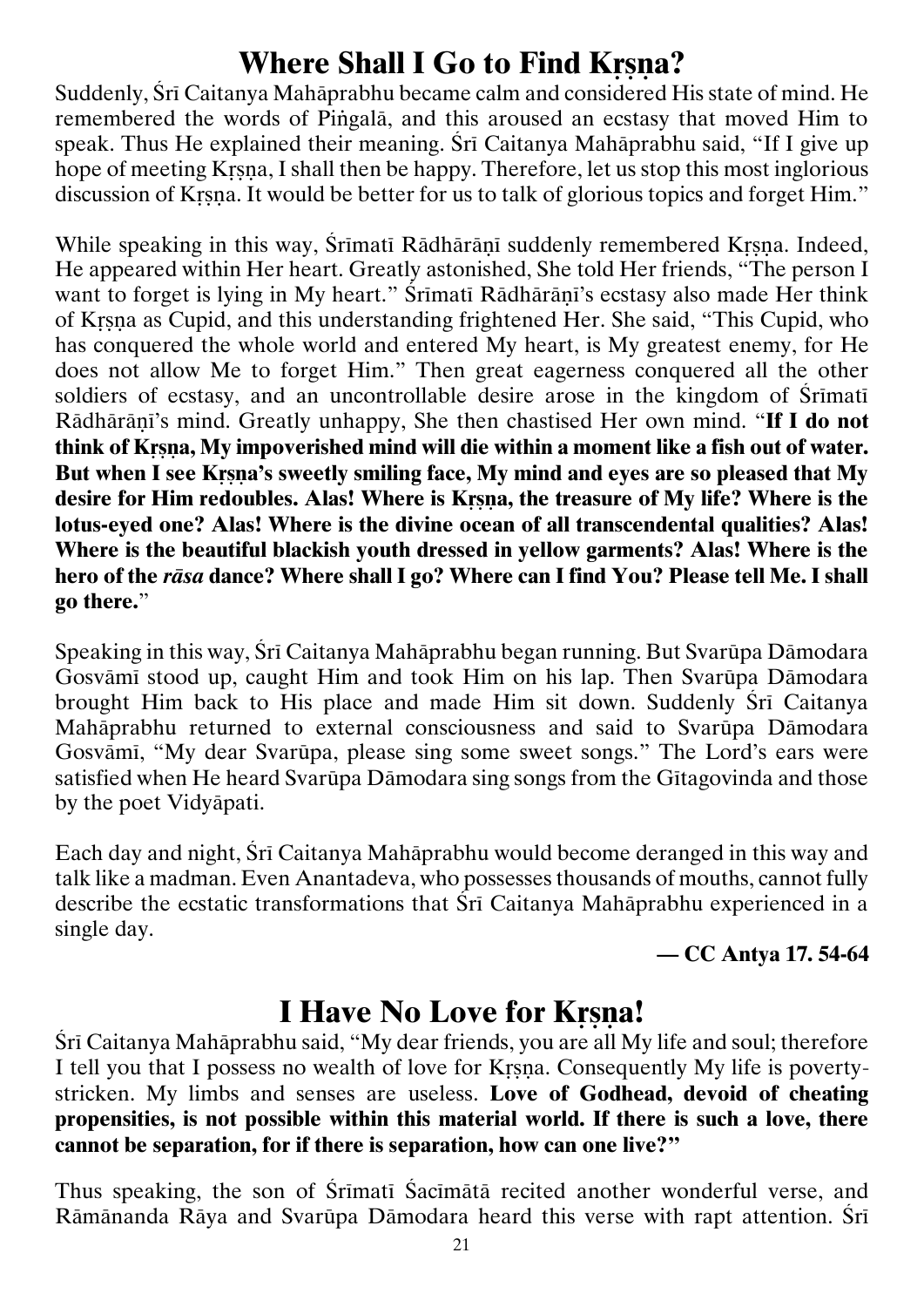## Where Shall I Go to Find Kṛṣṇa?

Suddenly, Śrī Caitanya Mahāprabhu became calm and considered His state of mind. He remembered the words of Piṅgalā, and this aroused an ecstasy that moved Him to speak. Thus He explained their meaning. Śrī Caitanya Mahāprabhu said, "If I give up hope of meeting Kṛṣṇa, I shall then be happy. Therefore, let us stop this most inglorious discussion of Kṛṣṇa. It would be better for us to talk of glorious topics and forget Him."

While speaking in this way, Śrīmatī Rādhārāṇī suddenly remembered Kṛṣṇa. Indeed, He appeared within Her heart. Greatly astonished, She told Her friends, "The person I want to forget is lying in My heart." Śrīmatī Rādhārāṇī's ecstasy also made Her think of Kṛṣṇa as Cupid, and this understanding frightened Her. She said, "This Cupid, who has conquered the whole world and entered My heart, is My greatest enemy, for He does not allow Me to forget Him." Then great eagerness conquered all the other soldiers of ecstasy, and an uncontrollable desire arose in the kingdom of Śrīmatī Rādhārāṇī's mind. Greatly unhappy, She then chastised Her own mind. "**If I do not think of Kṛṣṇa, My impoverished mind will die within a moment like a fish out of water. But when I see Kṛṣṇa's sweetly smiling face, My mind and eyes are so pleased that My desire for Him redoubles. Alas! Where is Kṛṣṇa, the treasure of My life? Where is the lotus-eyed one? Alas! Where is the divine ocean of all transcendental qualities? Alas! Where is the beautiful blackish youth dressed in yellow garments? Alas! Where is the hero of the *rāsa* dance? Where shall I go? Where can I find You? Please tell Me. I shall go there.**"

Speaking in this way, Śrī Caitanya Mahāprabhu began running. But Svarūpa Dāmodara Gosvāmī stood up, caught Him and took Him on his lap. Then Svarūpa Dāmodara brought Him back to His place and made Him sit down. Suddenly Śrī Caitanya Mahāprabhu returned to external consciousness and said to Svarūpa Dāmodara Gosvāmī, "My dear Svarūpa, please sing some sweet songs." The Lord's ears were satisfied when He heard Svarūpa Dāmodara sing songs from the Gītagovinda and those by the poet Vidyāpati.

Each day and night, Śrī Caitanya Mahāprabhu would become deranged in this way and talk like a madman. Even Anantadeva, who possesses thousands of mouths, cannot fully describe the ecstatic transformations that Śrī Caitanya Mahāprabhu experienced in a single day.

**— CC Antya 17. 54-64**

## I Have No Love for Kṛṣṇa!

Śrī Caitanya Mahāprabhu said, "My dear friends, you are all My life and soul; therefore I tell you that I possess no wealth of love for Kṛṣṇa. Consequently My life is poverty-stricken. My limbs and senses are useless. **Love of Godhead, devoid of cheating propensities, is not possible within this material world. If there is such a love, there cannot be separation, for if there is separation, how can one live?"**

Thus speaking, the son of Śrīmatī Śacīmātā recited another wonderful verse, and Rāmānanda Rāya and Svarūpa Dāmodara heard this verse with rapt attention. Śrī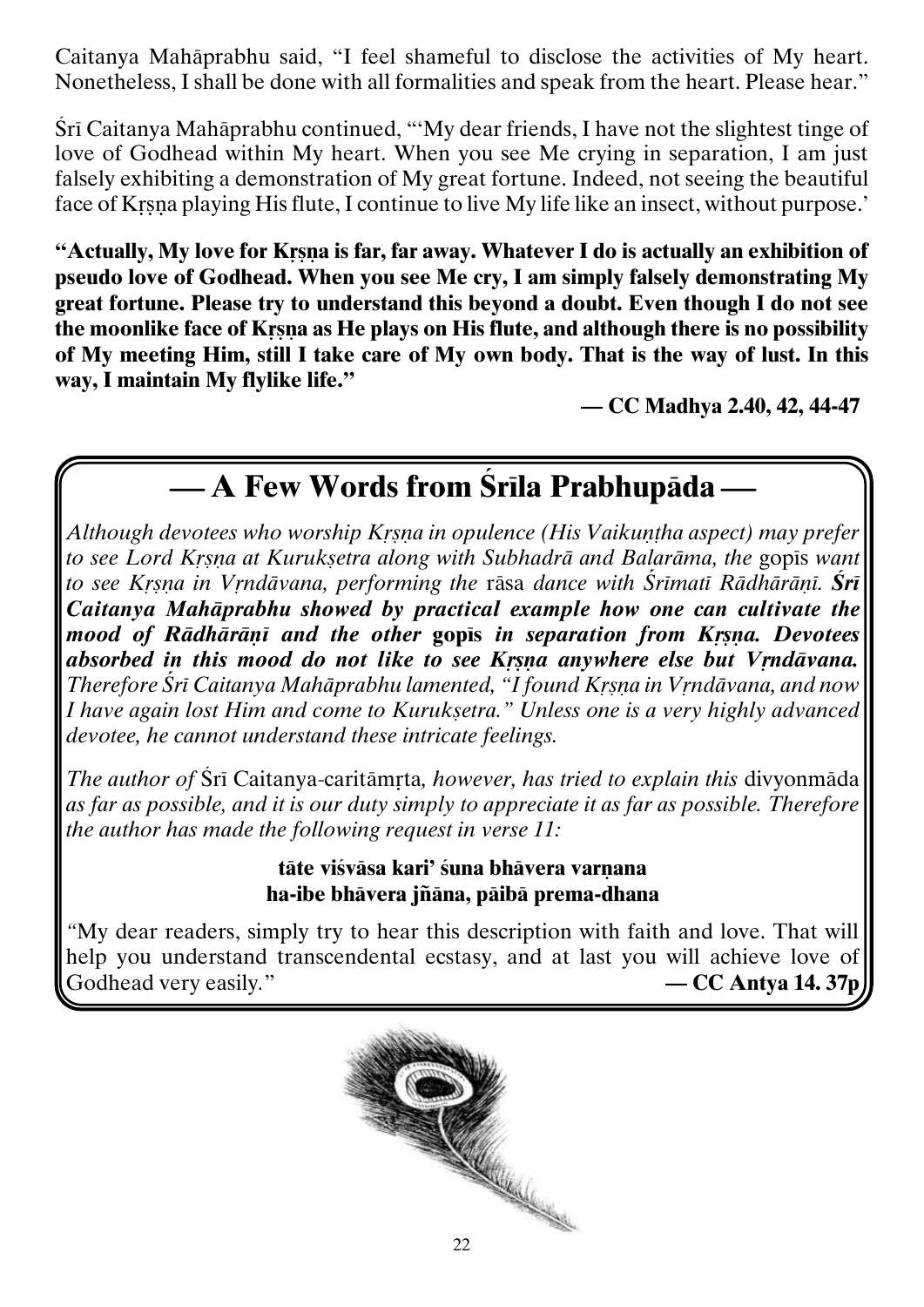Caitanya Mahāprabhu said, "I feel shameful to disclose the activities of My heart. Nonetheless, I shall be done with all formalities and speak from the heart. Please hear."

Śrī Caitanya Mahāprabhu continued, "'My dear friends, I have not the slightest tinge of love of Godhead within My heart. When you see Me crying in separation, I am just falsely exhibiting a demonstration of My great fortune. Indeed, not seeing the beautiful face of Kṛṣṇa playing His flute, I continue to live My life like an insect, without purpose.'

**"Actually, My love for Kṛṣṇa is far, far away. Whatever I do is actually an exhibition of pseudo love of Godhead. When you see Me cry, I am simply falsely demonstrating My great fortune. Please try to understand this beyond a doubt. Even though I do not see the moonlike face of Kṛṣṇa as He plays on His flute, and although there is no possibility of My meeting Him, still I take care of My own body. That is the way of lust. In this way, I maintain My flylike life."**

**— CC Madhya 2.40, 42, 44-47**

## — A Few Words from Śrīla Prabhupāda —

*Although devotees who worship Kṛṣṇa in opulence (His Vaikuṇṭha aspect) may prefer to see Lord Kṛṣṇa at Kurukṣetra along with Subhadrā and Balarāma, the* gopīs *want to see Kṛṣṇa in Vṛndāvana, performing the* rāsa *dance with Śrīmatī Rādhārāṇī.* ***Śrī Caitanya Mahāprabhu showed by practical example how one can cultivate the mood of Rādhārāṇī and the other*** **gopīs** ***in separation from Kṛṣṇa. Devotees absorbed in this mood do not like to see Kṛṣṇa anywhere else but Vṛndāvana.*** *Therefore Śrī Caitanya Mahāprabhu lamented, "I found Kṛṣṇa in Vṛndāvana, and now I have again lost Him and come to Kurukṣetra." Unless one is a very highly advanced devotee, he cannot understand these intricate feelings.*

*The author of* Śrī Caitanya-caritāmṛta*, however, has tried to explain this* divyonmāda *as far as possible, and it is our duty simply to appreciate it as far as possible. Therefore the author has made the following request in verse 11:*

**tāte viśvāsa kari' śuna bhāvera varṇana**
**ha-ibe bhāvera jñāna, pāibā prema-dhana**

*"My dear readers, simply try to hear this description with faith and love. That will help you understand transcendental ecstasy, and at last you will achieve love of Godhead very easily."* **— CC Antya 14. 37p**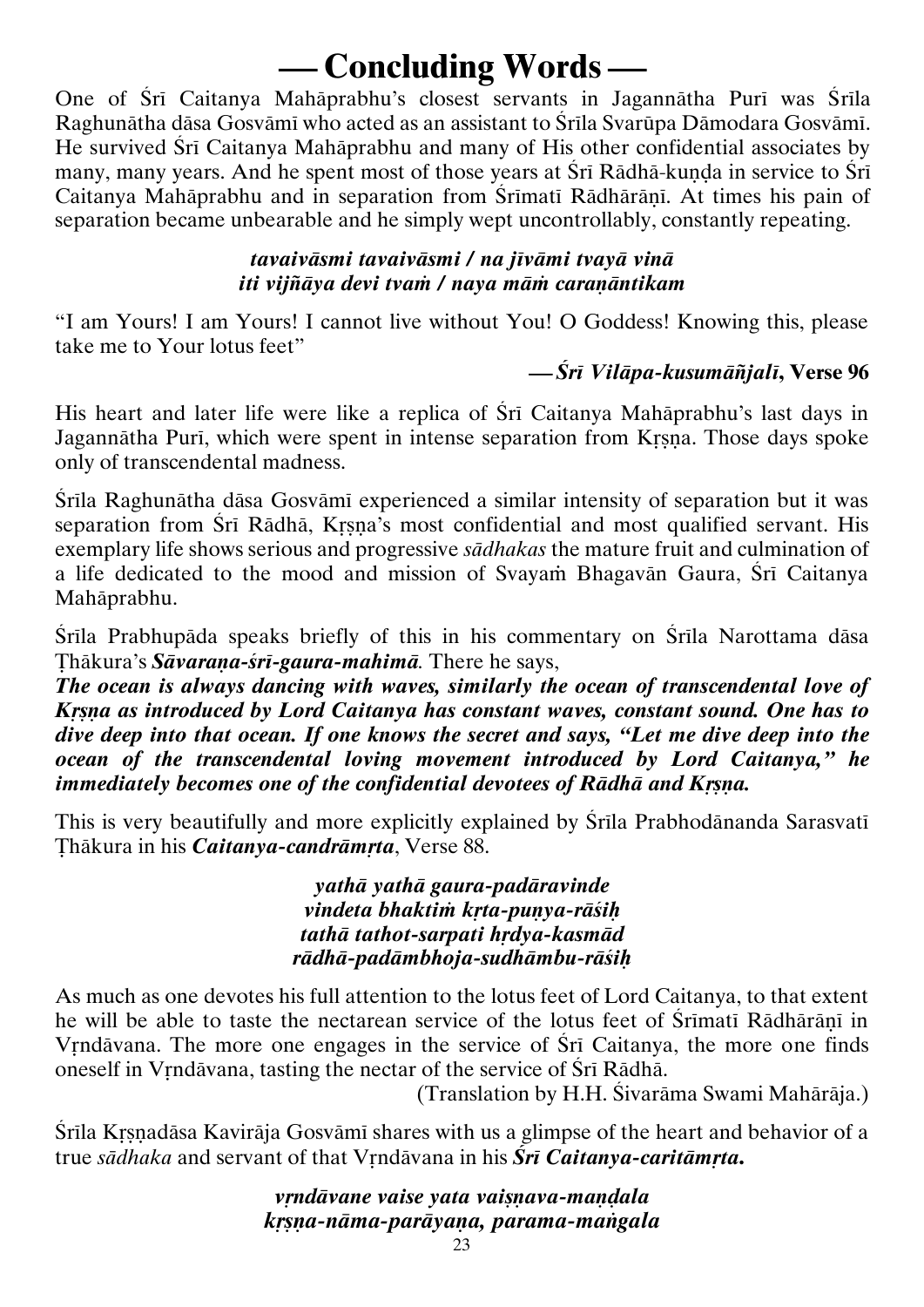# — Concluding Words —

One of Śrī Caitanya Mahāprabhu's closest servants in Jagannātha Purī was Śrīla Raghunātha dāsa Gosvāmī who acted as an assistant to Śrīla Svarūpa Dāmodara Gosvāmī. He survived Śrī Caitanya Mahāprabhu and many of His other confidential associates by many, many years. And he spent most of those years at Śrī Rādhā-kuṇḍa in service to Śrī Caitanya Mahāprabhu and in separation from Śrīmatī Rādhārāṇī. At times his pain of separation became unbearable and he simply wept uncontrollably, constantly repeating.

***tavaivāsmi tavaivāsmi / na jīvāmi tvayā vinā***
***iti vijñāya devi tvaṁ / naya māṁ caraṇāntikam***

"I am Yours! I am Yours! I cannot live without You! O Goddess! Knowing this, please take me to Your lotus feet"

**— *Śrī Vilāpa-kusumāñjalī*, Verse 96**

His heart and later life were like a replica of Śrī Caitanya Mahāprabhu's last days in Jagannātha Purī, which were spent in intense separation from Kṛṣṇa. Those days spoke only of transcendental madness.

Śrīla Raghunātha dāsa Gosvāmī experienced a similar intensity of separation but it was separation from Śrī Rādhā, Kṛṣṇa's most confidential and most qualified servant. His exemplary life shows serious and progressive *sādhakas* the mature fruit and culmination of a life dedicated to the mood and mission of Svayaṁ Bhagavān Gaura, Śrī Caitanya Mahāprabhu.

Śrīla Prabhupāda speaks briefly of this in his commentary on Śrīla Narottama dāsa Ṭhākura's ***Sāvaraṇa-śrī-gaura-mahimā***. There he says,

***The ocean is always dancing with waves, similarly the ocean of transcendental love of Kṛṣṇa as introduced by Lord Caitanya has constant waves, constant sound. One has to dive deep into that ocean. If one knows the secret and says, "Let me dive deep into the ocean of the transcendental loving movement introduced by Lord Caitanya," he immediately becomes one of the confidential devotees of Rādhā and Kṛṣṇa.***

This is very beautifully and more explicitly explained by Śrīla Prabhodānanda Sarasvatī Ṭhākura in his ***Caitanya-candrāmṛta***, Verse 88.

***yathā yathā gaura-padāravinde***
***vindeta bhaktiṁ kṛta-puṇya-rāśiḥ***
***tathā tathot-sarpati hṛdya-kasmād***
***rādhā-padāmbhoja-sudhāmbu-rāśiḥ***

As much as one devotes his full attention to the lotus feet of Lord Caitanya, to that extent he will be able to taste the nectarean service of the lotus feet of Śrīmatī Rādhārāṇī in Vṛndāvana. The more one engages in the service of Śrī Caitanya, the more one finds oneself in Vṛndāvana, tasting the nectar of the service of Śrī Rādhā.

(Translation by H.H. Śivarāma Swami Mahārāja.)

Śrīla Kṛṣṇadāsa Kavirāja Gosvāmī shares with us a glimpse of the heart and behavior of a true *sādhaka* and servant of that Vṛndāvana in his ***Śrī Caitanya-caritāmṛta.***

***vṛndāvane vaise yata vaiṣṇava-maṇḍala***
***kṛṣṇa-nāma-parāyaṇa, parama-maṅgala***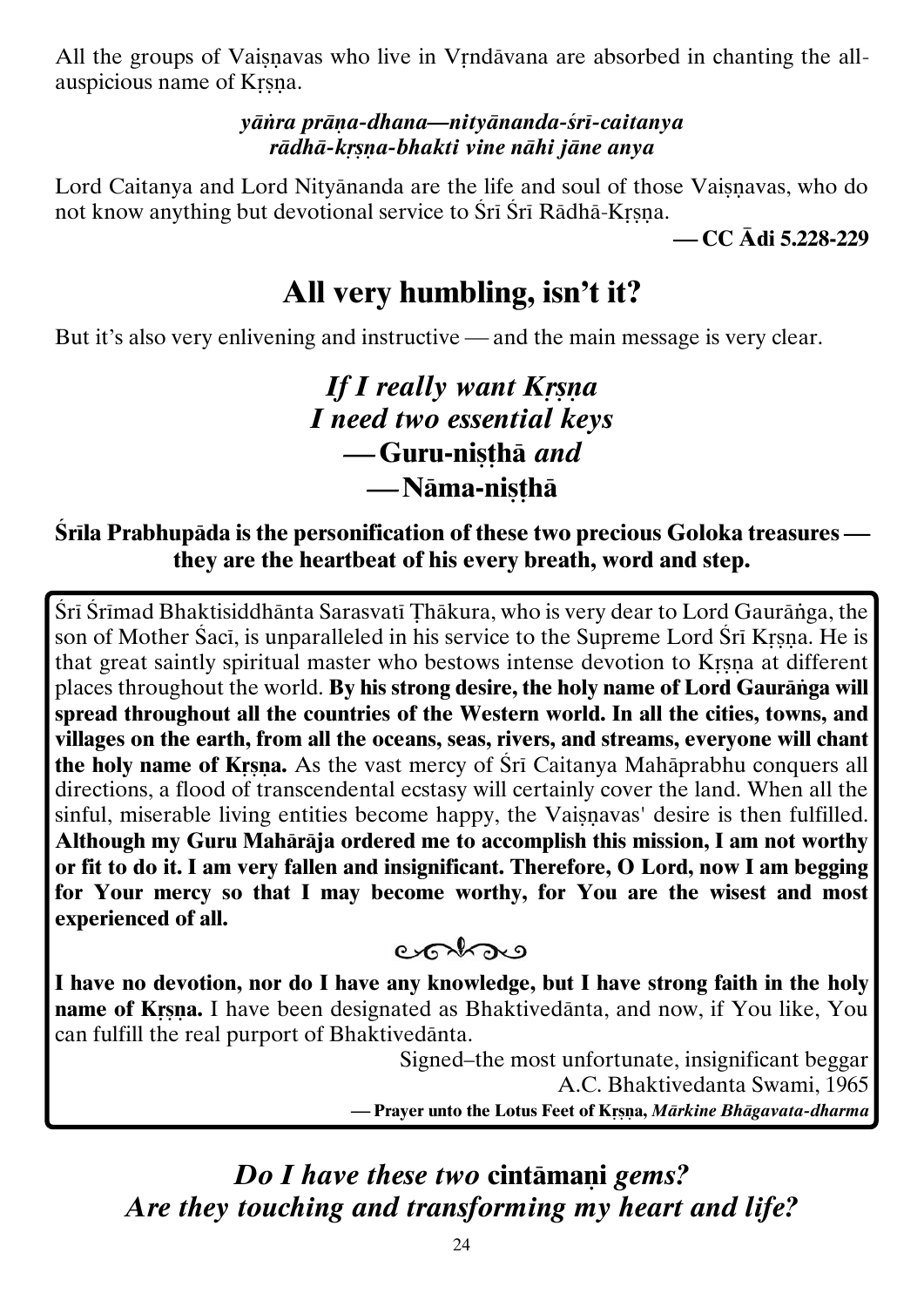All the groups of Vaiṣṇavas who live in Vṛndāvana are absorbed in chanting the all-auspicious name of Kṛṣṇa.

***yāṅra prāṇa-dhana—nityānanda-śrī-caitanya***
***rādhā-kṛṣṇa-bhakti vine nāhi jāne anya***

Lord Caitanya and Lord Nityānanda are the life and soul of those Vaiṣṇavas, who do not know anything but devotional service to Śrī Śrī Rādhā-Kṛṣṇa.

**— CC Ādi 5.228-229**

## All very humbling, isn't it?

But it's also very enlivening and instructive — and the main message is very clear.

***If I really want Kṛṣṇa***
***I need two essential keys***
**— Guru-niṣṭhā** ***and***
**— Nāma-niṣṭhā**

**Śrīla Prabhupāda is the personification of these two precious Goloka treasures — they are the heartbeat of his every breath, word and step.**

Śrī Śrīmad Bhaktisiddhānta Sarasvatī Ṭhākura, who is very dear to Lord Gaurāṅga, the son of Mother Śacī, is unparalleled in his service to the Supreme Lord Śrī Kṛṣṇa. He is that great saintly spiritual master who bestows intense devotion to Kṛṣṇa at different places throughout the world. **By his strong desire, the holy name of Lord Gaurāṅga will spread throughout all the countries of the Western world. In all the cities, towns, and villages on the earth, from all the oceans, seas, rivers, and streams, everyone will chant the holy name of Kṛṣṇa.** As the vast mercy of Śrī Caitanya Mahāprabhu conquers all directions, a flood of transcendental ecstasy will certainly cover the land. When all the sinful, miserable living entities become happy, the Vaiṣṇavas' desire is then fulfilled. **Although my Guru Mahārāja ordered me to accomplish this mission, I am not worthy or fit to do it. I am very fallen and insignificant. Therefore, O Lord, now I am begging for Your mercy so that I may become worthy, for You are the wisest and most experienced of all.**

**I have no devotion, nor do I have any knowledge, but I have strong faith in the holy name of Kṛṣṇa.** I have been designated as Bhaktivedānta, and now, if You like, You can fulfill the real purport of Bhaktivedānta.

Signed–the most unfortunate, insignificant beggar
A.C. Bhaktivedanta Swami, 1965

**— Prayer unto the Lotus Feet of Kṛṣṇa,** ***Mārkine Bhāgavata-dharma***

***Do I have these two* cintāmaṇi *gems?***
***Are they touching and transforming my heart and life?***